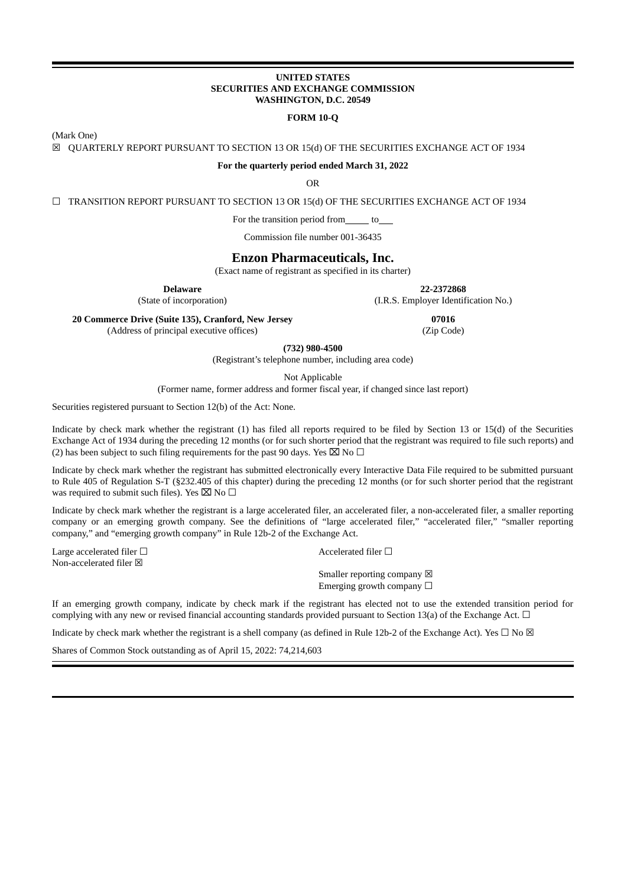**UNITED STATES**
**SECURITIES AND EXCHANGE COMMISSION**
**WASHINGTON, D.C. 20549**

**FORM 10-Q**

(Mark One)

☒ QUARTERLY REPORT PURSUANT TO SECTION 13 OR 15(d) OF THE SECURITIES EXCHANGE ACT OF 1934

**For the quarterly period ended March 31, 2022**

OR

☐ TRANSITION REPORT PURSUANT TO SECTION 13 OR 15(d) OF THE SECURITIES EXCHANGE ACT OF 1934

For the transition period from\_\_\_\_\_ to\_\_\_

Commission file number 001-36435

# Enzon Pharmaceuticals, Inc.

(Exact name of registrant as specified in its charter)

| **Delaware** | **22-2372868** |
|---|---|
| (State of incorporation) | (I.R.S. Employer Identification No.) |
| **20 Commerce Drive (Suite 135), Cranford, New Jersey** | **07016** |
| (Address of principal executive offices) | (Zip Code) |

**(732) 980-4500**

(Registrant's telephone number, including area code)

Not Applicable

(Former name, former address and former fiscal year, if changed since last report)

Securities registered pursuant to Section 12(b) of the Act: None.

Indicate by check mark whether the registrant (1) has filed all reports required to be filed by Section 13 or 15(d) of the Securities Exchange Act of 1934 during the preceding 12 months (or for such shorter period that the registrant was required to file such reports) and (2) has been subject to such filing requirements for the past 90 days. Yes ☒ No ☐

Indicate by check mark whether the registrant has submitted electronically every Interactive Data File required to be submitted pursuant to Rule 405 of Regulation S-T (§232.405 of this chapter) during the preceding 12 months (or for such shorter period that the registrant was required to submit such files). Yes ☒ No ☐

Indicate by check mark whether the registrant is a large accelerated filer, an accelerated filer, a non-accelerated filer, a smaller reporting company or an emerging growth company. See the definitions of "large accelerated filer," "accelerated filer," "smaller reporting company," and "emerging growth company" in Rule 12b-2 of the Exchange Act.

| | |
|---|---|
| Large accelerated filer ☐ | Accelerated filer ☐ |
| Non-accelerated filer ☒ | |
| | Smaller reporting company ☒ |
| | Emerging growth company ☐ |

If an emerging growth company, indicate by check mark if the registrant has elected not to use the extended transition period for complying with any new or revised financial accounting standards provided pursuant to Section 13(a) of the Exchange Act. ☐

Indicate by check mark whether the registrant is a shell company (as defined in Rule 12b-2 of the Exchange Act). Yes ☐ No ☒

Shares of Common Stock outstanding as of April 15, 2022: 74,214,603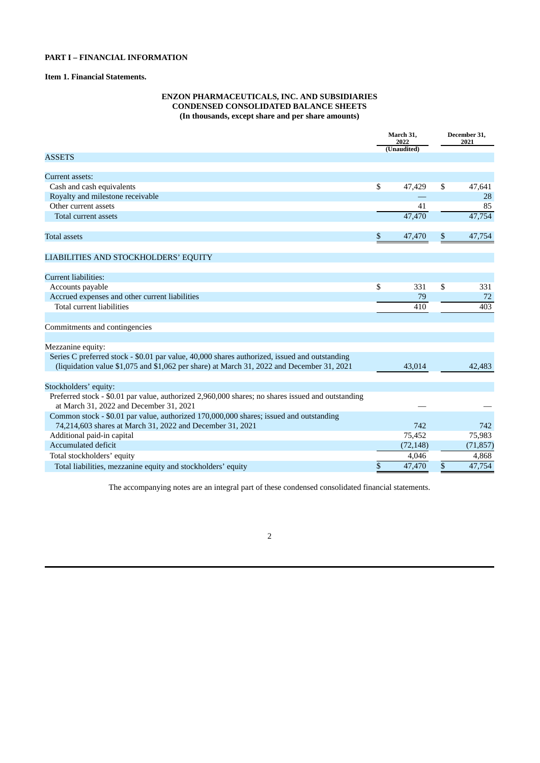**PART I – FINANCIAL INFORMATION**

**Item 1. Financial Statements.**

**ENZON PHARMACEUTICALS, INC. AND SUBSIDIARIES**
**CONDENSED CONSOLIDATED BALANCE SHEETS**
**(In thousands, except share and per share amounts)**

| | March 31, 2022 (Unaudited) | December 31, 2021 |
|---|---|---|
| ASSETS | | |
| Current assets: | | |
| Cash and cash equivalents | $ 47,429 | $ 47,641 |
| Royalty and milestone receivable | — | 28 |
| Other current assets | 41 | 85 |
| Total current assets | 47,470 | 47,754 |
| Total assets | $ 47,470 | $ 47,754 |
| LIABILITIES AND STOCKHOLDERS' EQUITY | | |
| Current liabilities: | | |
| Accounts payable | $ 331 | $ 331 |
| Accrued expenses and other current liabilities | 79 | 72 |
| Total current liabilities | 410 | 403 |
| Commitments and contingencies | | |
| Mezzanine equity: | | |
| Series C preferred stock - $0.01 par value, 40,000 shares authorized, issued and outstanding (liquidation value $1,075 and $1,062 per share) at March 31, 2022 and December 31, 2021 | 43,014 | 42,483 |
| Stockholders' equity: | | |
| Preferred stock - $0.01 par value, authorized 2,960,000 shares; no shares issued and outstanding at March 31, 2022 and December 31, 2021 | — | — |
| Common stock - $0.01 par value, authorized 170,000,000 shares; issued and outstanding 74,214,603 shares at March 31, 2022 and December 31, 2021 | 742 | 742 |
| Additional paid-in capital | 75,452 | 75,983 |
| Accumulated deficit | (72,148) | (71,857) |
| Total stockholders' equity | 4,046 | 4,868 |
| Total liabilities, mezzanine equity and stockholders' equity | $ 47,470 | $ 47,754 |

The accompanying notes are an integral part of these condensed consolidated financial statements.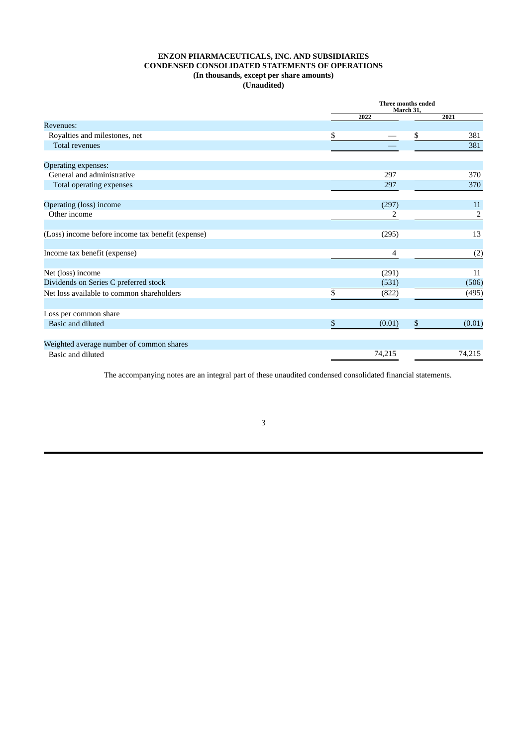**ENZON PHARMACEUTICALS, INC. AND SUBSIDIARIES**
**CONDENSED CONSOLIDATED STATEMENTS OF OPERATIONS**
**(In thousands, except per share amounts)**
**(Unaudited)**

| | Three months ended March 31, | |
|---|---|---|
| | 2022 | 2021 |
| Revenues: | | |
| Royalties and milestones, net | $ — | $ 381 |
| Total revenues | — | 381 |
| | | |
| Operating expenses: | | |
| General and administrative | 297 | 370 |
| Total operating expenses | 297 | 370 |
| | | |
| Operating (loss) income | (297) | 11 |
| Other income | 2 | 2 |
| | | |
| (Loss) income before income tax benefit (expense) | (295) | 13 |
| | | |
| Income tax benefit (expense) | 4 | (2) |
| | | |
| Net (loss) income | (291) | 11 |
| Dividends on Series C preferred stock | (531) | (506) |
| Net loss available to common shareholders | $ (822) | (495) |
| | | |
| Loss per common share | | |
| Basic and diluted | $ (0.01) | $ (0.01) |
| | | |
| Weighted average number of common shares | | |
| Basic and diluted | 74,215 | 74,215 |

The accompanying notes are an integral part of these unaudited condensed consolidated financial statements.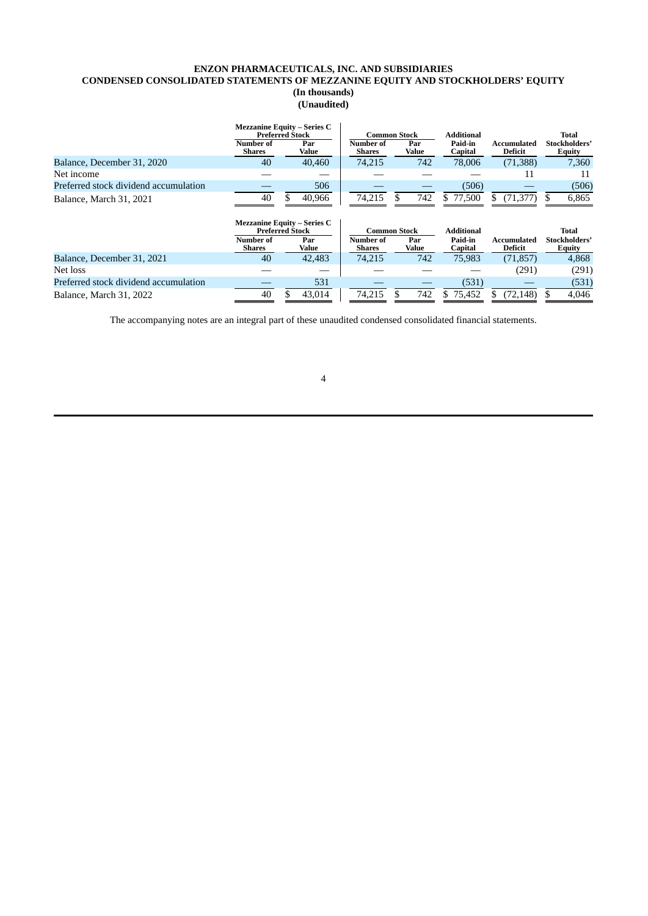# ENZON PHARMACEUTICALS, INC. AND SUBSIDIARIES
## CONDENSED CONSOLIDATED STATEMENTS OF MEZZANINE EQUITY AND STOCKHOLDERS' EQUITY
**(In thousands)**
**(Unaudited)**

| | Mezzanine Equity – Series C Preferred Stock | | Common Stock | | Additional | | Total |
|---|---|---|---|---|---|---|---|
| | Number of Shares | Par Value | Number of Shares | Par Value | Paid-in Capital | Accumulated Deficit | Stockholders' Equity |
| Balance, December 31, 2020 | 40 | 40,460 | 74,215 | 742 | 78,006 | (71,388) | 7,360 |
| Net income | — | — | — | — | — | 11 | 11 |
| Preferred stock dividend accumulation | — | 506 | — | — | (506) | — | (506) |
| Balance, March 31, 2021 | 40 | $ 40,966 | 74,215 | $ 742 | $ 77,500 | $ (71,377) | $ 6,865 |

| | Mezzanine Equity – Series C Preferred Stock | | Common Stock | | Additional | | Total |
|---|---|---|---|---|---|---|---|
| | Number of Shares | Par Value | Number of Shares | Par Value | Paid-in Capital | Accumulated Deficit | Stockholders' Equity |
| Balance, December 31, 2021 | 40 | 42,483 | 74,215 | 742 | 75,983 | (71,857) | 4,868 |
| Net loss | — | — | — | — | — | (291) | (291) |
| Preferred stock dividend accumulation | — | 531 | — | — | (531) | — | (531) |
| Balance, March 31, 2022 | 40 | $ 43,014 | 74,215 | $ 742 | $ 75,452 | $ (72,148) | $ 4,046 |

The accompanying notes are an integral part of these unaudited condensed consolidated financial statements.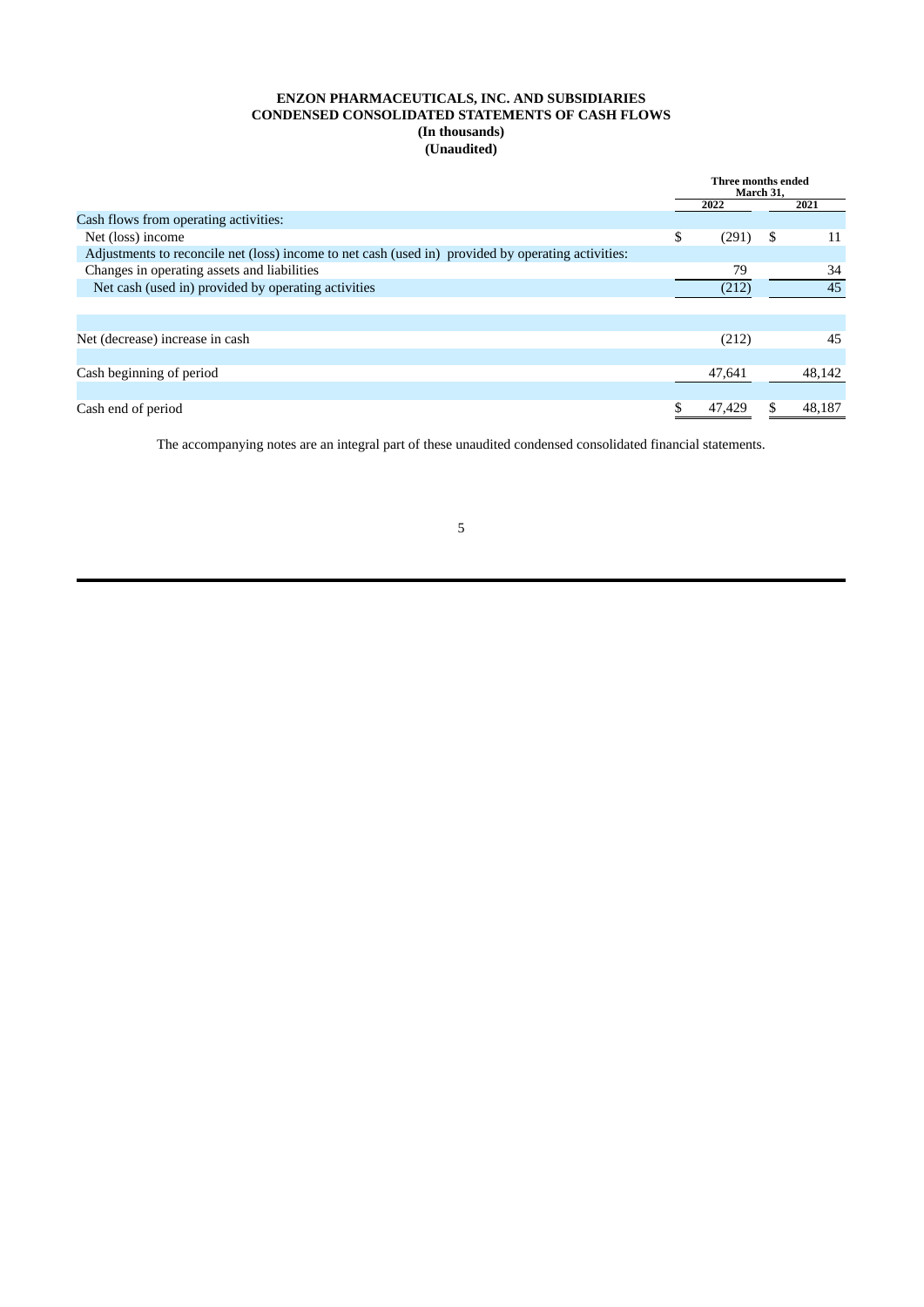**ENZON PHARMACEUTICALS, INC. AND SUBSIDIARIES**
**CONDENSED CONSOLIDATED STATEMENTS OF CASH FLOWS**
**(In thousands)**
**(Unaudited)**

| | Three months ended March 31, | |
|---|---|---|
| | **2022** | **2021** |
| Cash flows from operating activities: | | |
| Net (loss) income | $ (291) | $ 11 |
| Adjustments to reconcile net (loss) income to net cash (used in) provided by operating activities: | | |
| Changes in operating assets and liabilities | 79 | 34 |
| Net cash (used in) provided by operating activities | (212) | 45 |
| | | |
| Net (decrease) increase in cash | (212) | 45 |
| | | |
| Cash beginning of period | 47,641 | 48,142 |
| | | |
| Cash end of period | $ 47,429 | $ 48,187 |

The accompanying notes are an integral part of these unaudited condensed consolidated financial statements.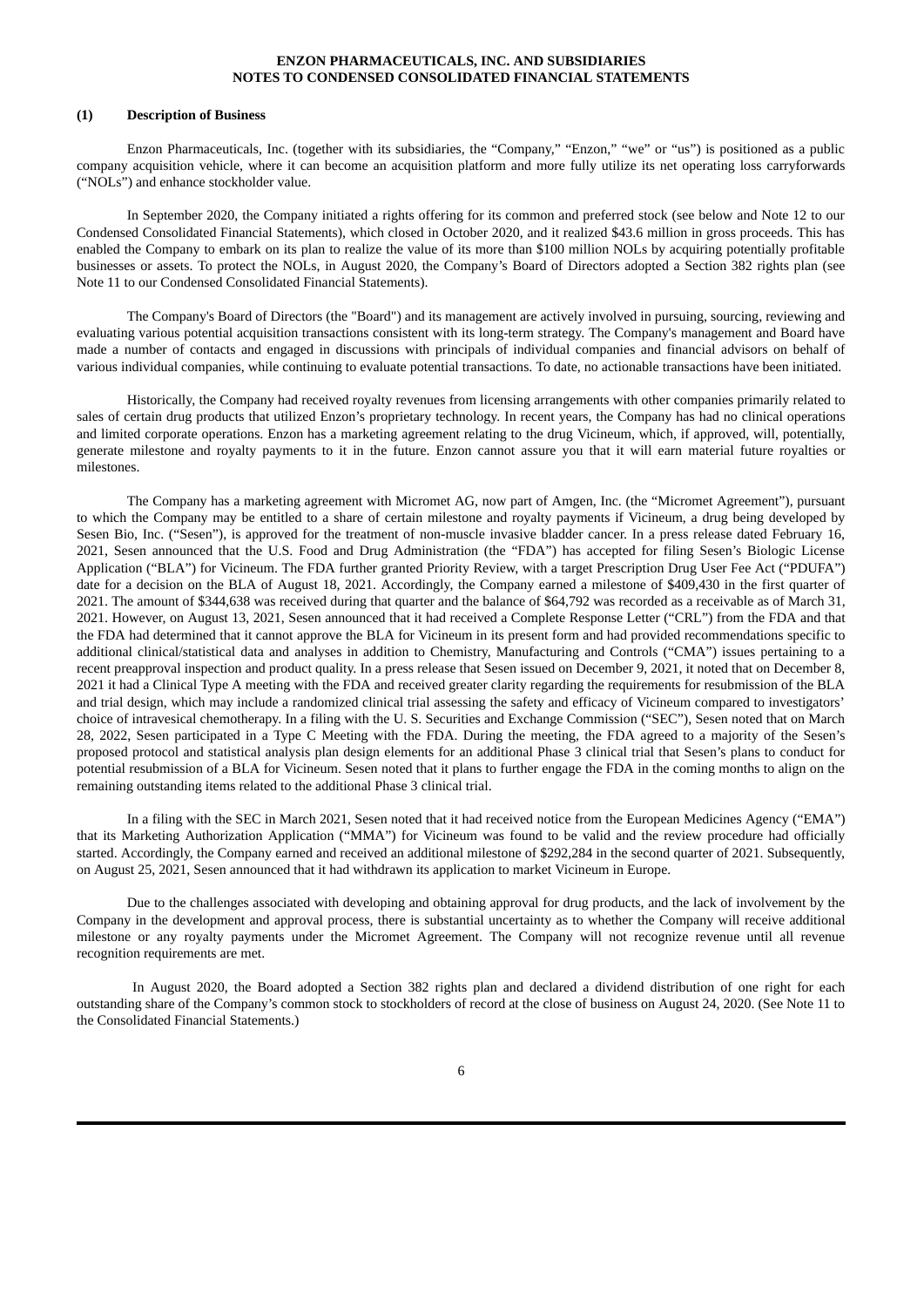**ENZON PHARMACEUTICALS, INC. AND SUBSIDIARIES**
**NOTES TO CONDENSED CONSOLIDATED FINANCIAL STATEMENTS**

**(1) Description of Business**

Enzon Pharmaceuticals, Inc. (together with its subsidiaries, the "Company," "Enzon," "we" or "us") is positioned as a public company acquisition vehicle, where it can become an acquisition platform and more fully utilize its net operating loss carryforwards ("NOLs") and enhance stockholder value.

In September 2020, the Company initiated a rights offering for its common and preferred stock (see below and Note 12 to our Condensed Consolidated Financial Statements), which closed in October 2020, and it realized $43.6 million in gross proceeds. This has enabled the Company to embark on its plan to realize the value of its more than $100 million NOLs by acquiring potentially profitable businesses or assets. To protect the NOLs, in August 2020, the Company's Board of Directors adopted a Section 382 rights plan (see Note 11 to our Condensed Consolidated Financial Statements).

The Company's Board of Directors (the "Board") and its management are actively involved in pursuing, sourcing, reviewing and evaluating various potential acquisition transactions consistent with its long-term strategy. The Company's management and Board have made a number of contacts and engaged in discussions with principals of individual companies and financial advisors on behalf of various individual companies, while continuing to evaluate potential transactions. To date, no actionable transactions have been initiated.

Historically, the Company had received royalty revenues from licensing arrangements with other companies primarily related to sales of certain drug products that utilized Enzon's proprietary technology. In recent years, the Company has had no clinical operations and limited corporate operations. Enzon has a marketing agreement relating to the drug Vicineum, which, if approved, will, potentially, generate milestone and royalty payments to it in the future. Enzon cannot assure you that it will earn material future royalties or milestones.

The Company has a marketing agreement with Micromet AG, now part of Amgen, Inc. (the "Micromet Agreement"), pursuant to which the Company may be entitled to a share of certain milestone and royalty payments if Vicineum, a drug being developed by Sesen Bio, Inc. ("Sesen"), is approved for the treatment of non-muscle invasive bladder cancer. In a press release dated February 16, 2021, Sesen announced that the U.S. Food and Drug Administration (the "FDA") has accepted for filing Sesen's Biologic License Application ("BLA") for Vicineum. The FDA further granted Priority Review, with a target Prescription Drug User Fee Act ("PDUFA") date for a decision on the BLA of August 18, 2021. Accordingly, the Company earned a milestone of $409,430 in the first quarter of 2021. The amount of $344,638 was received during that quarter and the balance of $64,792 was recorded as a receivable as of March 31, 2021. However, on August 13, 2021, Sesen announced that it had received a Complete Response Letter ("CRL") from the FDA and that the FDA had determined that it cannot approve the BLA for Vicineum in its present form and had provided recommendations specific to additional clinical/statistical data and analyses in addition to Chemistry, Manufacturing and Controls ("CMA") issues pertaining to a recent preapproval inspection and product quality. In a press release that Sesen issued on December 9, 2021, it noted that on December 8, 2021 it had a Clinical Type A meeting with the FDA and received greater clarity regarding the requirements for resubmission of the BLA and trial design, which may include a randomized clinical trial assessing the safety and efficacy of Vicineum compared to investigators' choice of intravesical chemotherapy. In a filing with the U. S. Securities and Exchange Commission ("SEC"), Sesen noted that on March 28, 2022, Sesen participated in a Type C Meeting with the FDA. During the meeting, the FDA agreed to a majority of the Sesen's proposed protocol and statistical analysis plan design elements for an additional Phase 3 clinical trial that Sesen's plans to conduct for potential resubmission of a BLA for Vicineum. Sesen noted that it plans to further engage the FDA in the coming months to align on the remaining outstanding items related to the additional Phase 3 clinical trial.

In a filing with the SEC in March 2021, Sesen noted that it had received notice from the European Medicines Agency ("EMA") that its Marketing Authorization Application ("MMA") for Vicineum was found to be valid and the review procedure had officially started. Accordingly, the Company earned and received an additional milestone of $292,284 in the second quarter of 2021. Subsequently, on August 25, 2021, Sesen announced that it had withdrawn its application to market Vicineum in Europe.

Due to the challenges associated with developing and obtaining approval for drug products, and the lack of involvement by the Company in the development and approval process, there is substantial uncertainty as to whether the Company will receive additional milestone or any royalty payments under the Micromet Agreement. The Company will not recognize revenue until all revenue recognition requirements are met.

In August 2020, the Board adopted a Section 382 rights plan and declared a dividend distribution of one right for each outstanding share of the Company's common stock to stockholders of record at the close of business on August 24, 2020. (See Note 11 to the Consolidated Financial Statements.)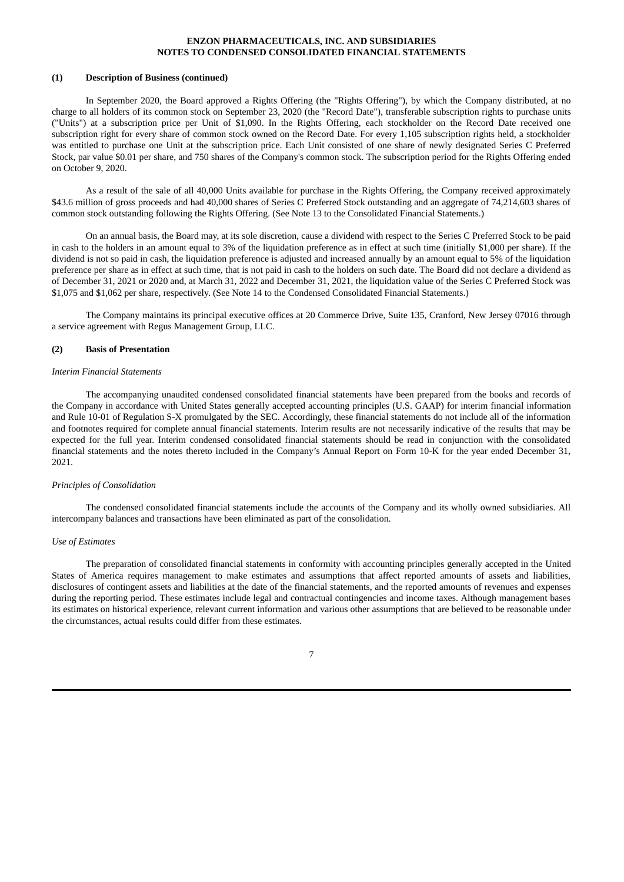**ENZON PHARMACEUTICALS, INC. AND SUBSIDIARIES**
**NOTES TO CONDENSED CONSOLIDATED FINANCIAL STATEMENTS**

**(1) Description of Business (continued)**

In September 2020, the Board approved a Rights Offering (the "Rights Offering"), by which the Company distributed, at no charge to all holders of its common stock on September 23, 2020 (the "Record Date"), transferable subscription rights to purchase units ("Units") at a subscription price per Unit of $1,090. In the Rights Offering, each stockholder on the Record Date received one subscription right for every share of common stock owned on the Record Date. For every 1,105 subscription rights held, a stockholder was entitled to purchase one Unit at the subscription price. Each Unit consisted of one share of newly designated Series C Preferred Stock, par value $0.01 per share, and 750 shares of the Company's common stock. The subscription period for the Rights Offering ended on October 9, 2020.

As a result of the sale of all 40,000 Units available for purchase in the Rights Offering, the Company received approximately $43.6 million of gross proceeds and had 40,000 shares of Series C Preferred Stock outstanding and an aggregate of 74,214,603 shares of common stock outstanding following the Rights Offering. (See Note 13 to the Consolidated Financial Statements.)

On an annual basis, the Board may, at its sole discretion, cause a dividend with respect to the Series C Preferred Stock to be paid in cash to the holders in an amount equal to 3% of the liquidation preference as in effect at such time (initially $1,000 per share). If the dividend is not so paid in cash, the liquidation preference is adjusted and increased annually by an amount equal to 5% of the liquidation preference per share as in effect at such time, that is not paid in cash to the holders on such date. The Board did not declare a dividend as of December 31, 2021 or 2020 and, at March 31, 2022 and December 31, 2021, the liquidation value of the Series C Preferred Stock was $1,075 and $1,062 per share, respectively. (See Note 14 to the Condensed Consolidated Financial Statements.)

The Company maintains its principal executive offices at 20 Commerce Drive, Suite 135, Cranford, New Jersey 07016 through a service agreement with Regus Management Group, LLC.

**(2) Basis of Presentation**

*Interim Financial Statements*

The accompanying unaudited condensed consolidated financial statements have been prepared from the books and records of the Company in accordance with United States generally accepted accounting principles (U.S. GAAP) for interim financial information and Rule 10-01 of Regulation S-X promulgated by the SEC. Accordingly, these financial statements do not include all of the information and footnotes required for complete annual financial statements. Interim results are not necessarily indicative of the results that may be expected for the full year. Interim condensed consolidated financial statements should be read in conjunction with the consolidated financial statements and the notes thereto included in the Company's Annual Report on Form 10-K for the year ended December 31, 2021.

*Principles of Consolidation*

The condensed consolidated financial statements include the accounts of the Company and its wholly owned subsidiaries. All intercompany balances and transactions have been eliminated as part of the consolidation.

*Use of Estimates*

The preparation of consolidated financial statements in conformity with accounting principles generally accepted in the United States of America requires management to make estimates and assumptions that affect reported amounts of assets and liabilities, disclosures of contingent assets and liabilities at the date of the financial statements, and the reported amounts of revenues and expenses during the reporting period. These estimates include legal and contractual contingencies and income taxes. Although management bases its estimates on historical experience, relevant current information and various other assumptions that are believed to be reasonable under the circumstances, actual results could differ from these estimates.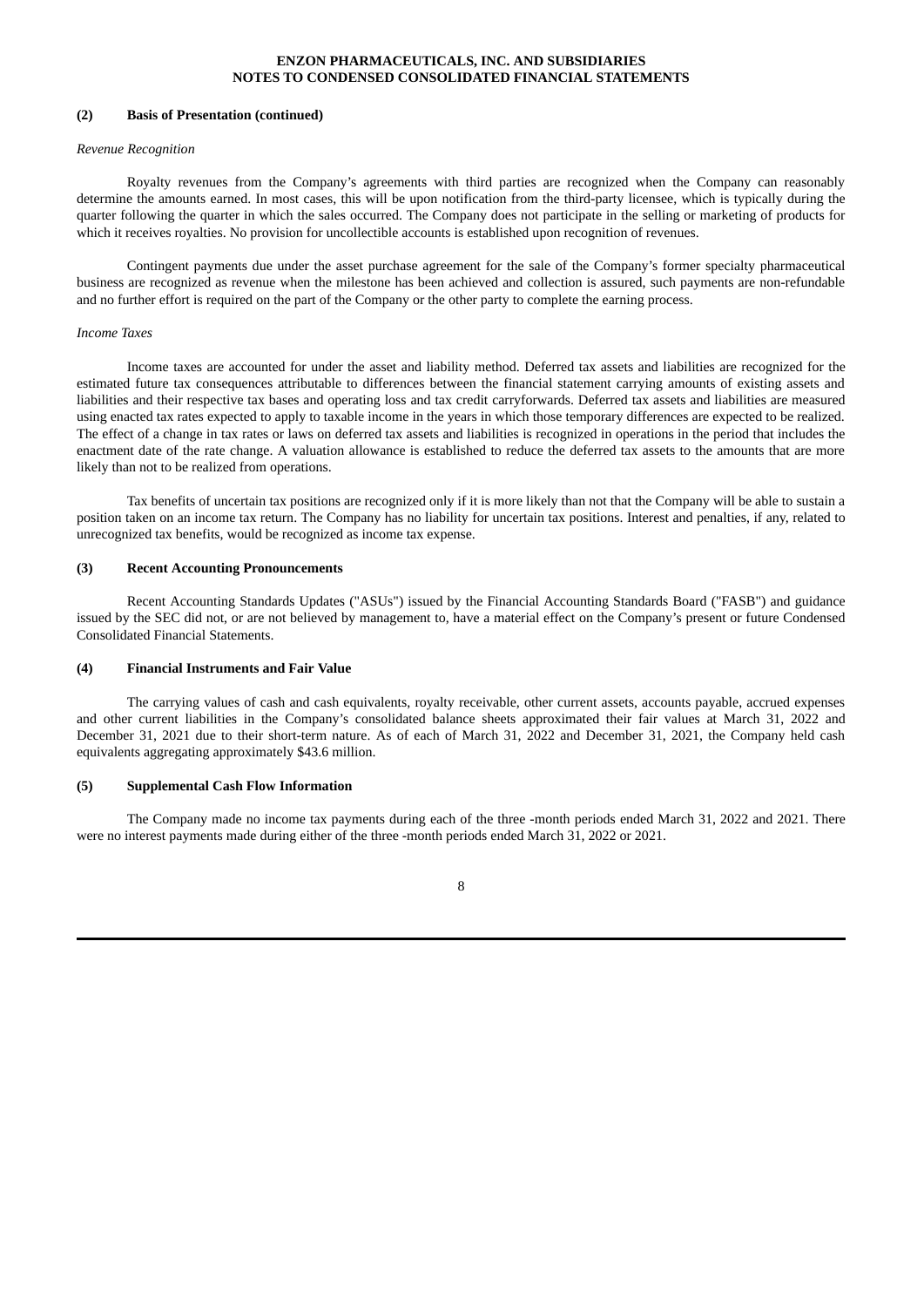### (2) Basis of Presentation (continued)

*Revenue Recognition*

Royalty revenues from the Company's agreements with third parties are recognized when the Company can reasonably determine the amounts earned. In most cases, this will be upon notification from the third-party licensee, which is typically during the quarter following the quarter in which the sales occurred. The Company does not participate in the selling or marketing of products for which it receives royalties. No provision for uncollectible accounts is established upon recognition of revenues.

Contingent payments due under the asset purchase agreement for the sale of the Company's former specialty pharmaceutical business are recognized as revenue when the milestone has been achieved and collection is assured, such payments are non-refundable and no further effort is required on the part of the Company or the other party to complete the earning process.

*Income Taxes*

Income taxes are accounted for under the asset and liability method. Deferred tax assets and liabilities are recognized for the estimated future tax consequences attributable to differences between the financial statement carrying amounts of existing assets and liabilities and their respective tax bases and operating loss and tax credit carryforwards. Deferred tax assets and liabilities are measured using enacted tax rates expected to apply to taxable income in the years in which those temporary differences are expected to be realized. The effect of a change in tax rates or laws on deferred tax assets and liabilities is recognized in operations in the period that includes the enactment date of the rate change. A valuation allowance is established to reduce the deferred tax assets to the amounts that are more likely than not to be realized from operations.

Tax benefits of uncertain tax positions are recognized only if it is more likely than not that the Company will be able to sustain a position taken on an income tax return. The Company has no liability for uncertain tax positions. Interest and penalties, if any, related to unrecognized tax benefits, would be recognized as income tax expense.

### (3) Recent Accounting Pronouncements

Recent Accounting Standards Updates ("ASUs") issued by the Financial Accounting Standards Board ("FASB") and guidance issued by the SEC did not, or are not believed by management to, have a material effect on the Company's present or future Condensed Consolidated Financial Statements.

### (4) Financial Instruments and Fair Value

The carrying values of cash and cash equivalents, royalty receivable, other current assets, accounts payable, accrued expenses and other current liabilities in the Company's consolidated balance sheets approximated their fair values at March 31, 2022 and December 31, 2021 due to their short-term nature. As of each of March 31, 2022 and December 31, 2021, the Company held cash equivalents aggregating approximately $43.6 million.

### (5) Supplemental Cash Flow Information

The Company made no income tax payments during each of the three -month periods ended March 31, 2022 and 2021. There were no interest payments made during either of the three -month periods ended March 31, 2022 or 2021.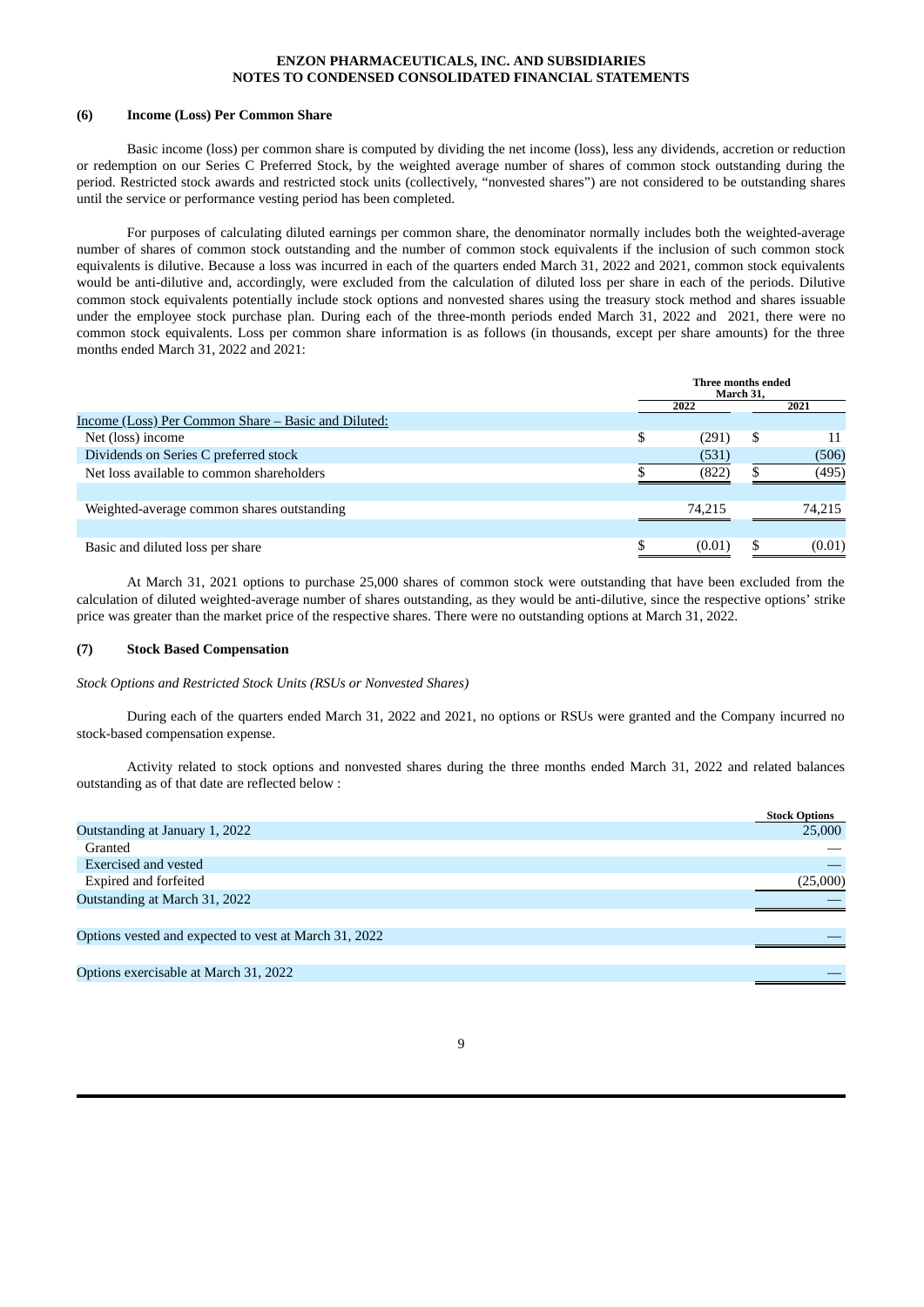**ENZON PHARMACEUTICALS, INC. AND SUBSIDIARIES**
**NOTES TO CONDENSED CONSOLIDATED FINANCIAL STATEMENTS**

### (6) Income (Loss) Per Common Share

Basic income (loss) per common share is computed by dividing the net income (loss), less any dividends, accretion or reduction or redemption on our Series C Preferred Stock, by the weighted average number of shares of common stock outstanding during the period. Restricted stock awards and restricted stock units (collectively, "nonvested shares") are not considered to be outstanding shares until the service or performance vesting period has been completed.

For purposes of calculating diluted earnings per common share, the denominator normally includes both the weighted-average number of shares of common stock outstanding and the number of common stock equivalents if the inclusion of such common stock equivalents is dilutive. Because a loss was incurred in each of the quarters ended March 31, 2022 and 2021, common stock equivalents would be anti-dilutive and, accordingly, were excluded from the calculation of diluted loss per share in each of the periods. Dilutive common stock equivalents potentially include stock options and nonvested shares using the treasury stock method and shares issuable under the employee stock purchase plan. During each of the three-month periods ended March 31, 2022 and 2021, there were no common stock equivalents. Loss per common share information is as follows (in thousands, except per share amounts) for the three months ended March 31, 2022 and 2021:

| | Three months ended March 31, | |
|---|---|---|
| | 2022 | 2021 |
| Income (Loss) Per Common Share – Basic and Diluted: | | |
| Net (loss) income | $ (291) | $ 11 |
| Dividends on Series C preferred stock | (531) | (506) |
| Net loss available to common shareholders | $ (822) | $ (495) |
| Weighted-average common shares outstanding | 74,215 | 74,215 |
| Basic and diluted loss per share | $ (0.01) | $ (0.01) |

At March 31, 2021 options to purchase 25,000 shares of common stock were outstanding that have been excluded from the calculation of diluted weighted-average number of shares outstanding, as they would be anti-dilutive, since the respective options' strike price was greater than the market price of the respective shares. There were no outstanding options at March 31, 2022.

### (7) Stock Based Compensation

*Stock Options and Restricted Stock Units (RSUs or Nonvested Shares)*

During each of the quarters ended March 31, 2022 and 2021, no options or RSUs were granted and the Company incurred no stock-based compensation expense.

Activity related to stock options and nonvested shares during the three months ended March 31, 2022 and related balances outstanding as of that date are reflected below :

| | Stock Options |
|---|---|
| Outstanding at January 1, 2022 | 25,000 |
| Granted | — |
| Exercised and vested | — |
| Expired and forfeited | (25,000) |
| Outstanding at March 31, 2022 | — |
| Options vested and expected to vest at March 31, 2022 | — |
| Options exercisable at March 31, 2022 | — |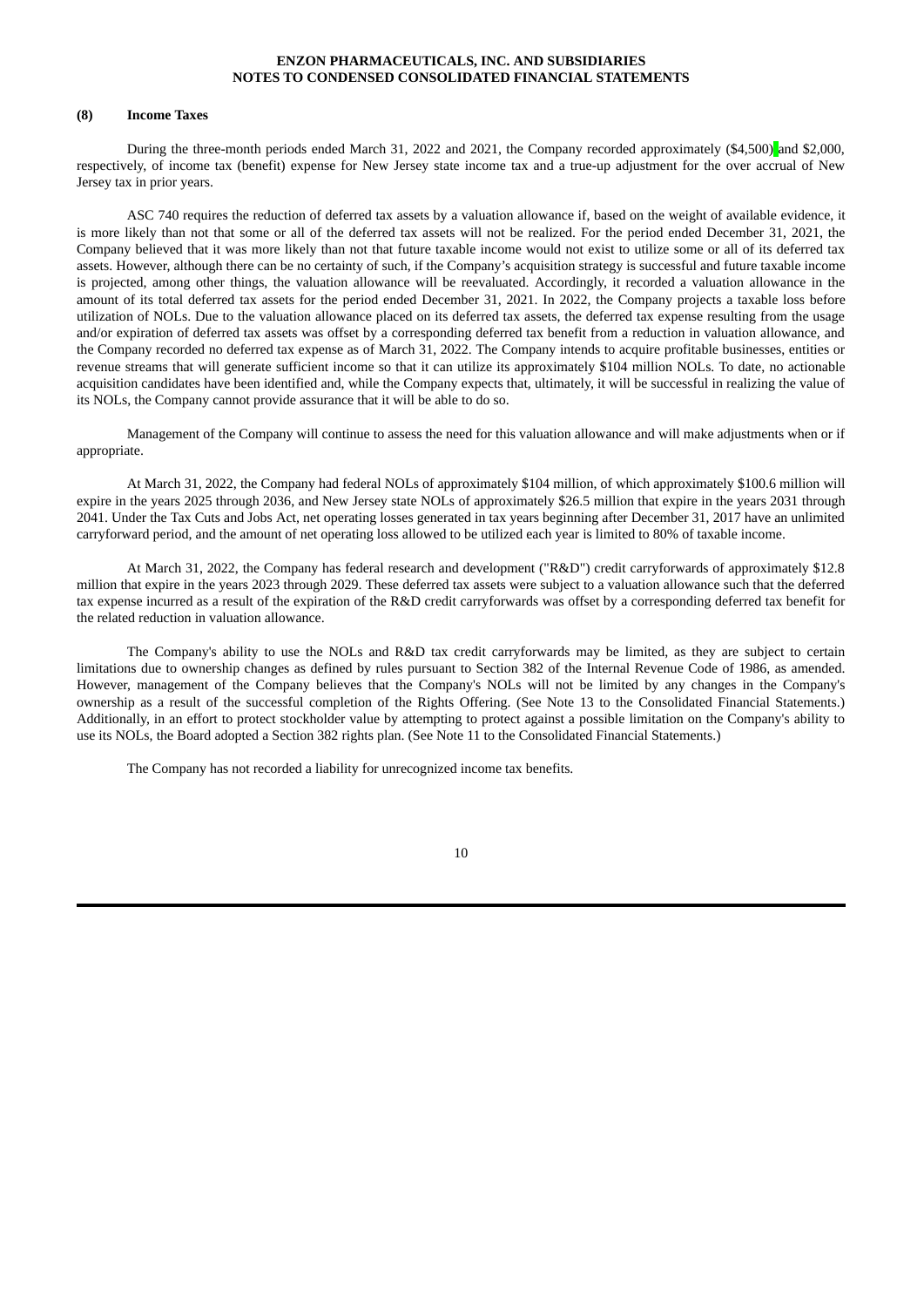**ENZON PHARMACEUTICALS, INC. AND SUBSIDIARIES**
**NOTES TO CONDENSED CONSOLIDATED FINANCIAL STATEMENTS**

**(8) Income Taxes**

During the three-month periods ended March 31, 2022 and 2021, the Company recorded approximately ($4,500) and $2,000, respectively, of income tax (benefit) expense for New Jersey state income tax and a true-up adjustment for the over accrual of New Jersey tax in prior years.

ASC 740 requires the reduction of deferred tax assets by a valuation allowance if, based on the weight of available evidence, it is more likely than not that some or all of the deferred tax assets will not be realized. For the period ended December 31, 2021, the Company believed that it was more likely than not that future taxable income would not exist to utilize some or all of its deferred tax assets. However, although there can be no certainty of such, if the Company's acquisition strategy is successful and future taxable income is projected, among other things, the valuation allowance will be reevaluated. Accordingly, it recorded a valuation allowance in the amount of its total deferred tax assets for the period ended December 31, 2021. In 2022, the Company projects a taxable loss before utilization of NOLs. Due to the valuation allowance placed on its deferred tax assets, the deferred tax expense resulting from the usage and/or expiration of deferred tax assets was offset by a corresponding deferred tax benefit from a reduction in valuation allowance, and the Company recorded no deferred tax expense as of March 31, 2022. The Company intends to acquire profitable businesses, entities or revenue streams that will generate sufficient income so that it can utilize its approximately $104 million NOLs. To date, no actionable acquisition candidates have been identified and, while the Company expects that, ultimately, it will be successful in realizing the value of its NOLs, the Company cannot provide assurance that it will be able to do so.

Management of the Company will continue to assess the need for this valuation allowance and will make adjustments when or if appropriate.

At March 31, 2022, the Company had federal NOLs of approximately $104 million, of which approximately $100.6 million will expire in the years 2025 through 2036, and New Jersey state NOLs of approximately $26.5 million that expire in the years 2031 through 2041. Under the Tax Cuts and Jobs Act, net operating losses generated in tax years beginning after December 31, 2017 have an unlimited carryforward period, and the amount of net operating loss allowed to be utilized each year is limited to 80% of taxable income.

At March 31, 2022, the Company has federal research and development ("R&D") credit carryforwards of approximately $12.8 million that expire in the years 2023 through 2029. These deferred tax assets were subject to a valuation allowance such that the deferred tax expense incurred as a result of the expiration of the R&D credit carryforwards was offset by a corresponding deferred tax benefit for the related reduction in valuation allowance.

The Company's ability to use the NOLs and R&D tax credit carryforwards may be limited, as they are subject to certain limitations due to ownership changes as defined by rules pursuant to Section 382 of the Internal Revenue Code of 1986, as amended. However, management of the Company believes that the Company's NOLs will not be limited by any changes in the Company's ownership as a result of the successful completion of the Rights Offering. (See Note 13 to the Consolidated Financial Statements.) Additionally, in an effort to protect stockholder value by attempting to protect against a possible limitation on the Company's ability to use its NOLs, the Board adopted a Section 382 rights plan. (See Note 11 to the Consolidated Financial Statements.)

The Company has not recorded a liability for unrecognized income tax benefits.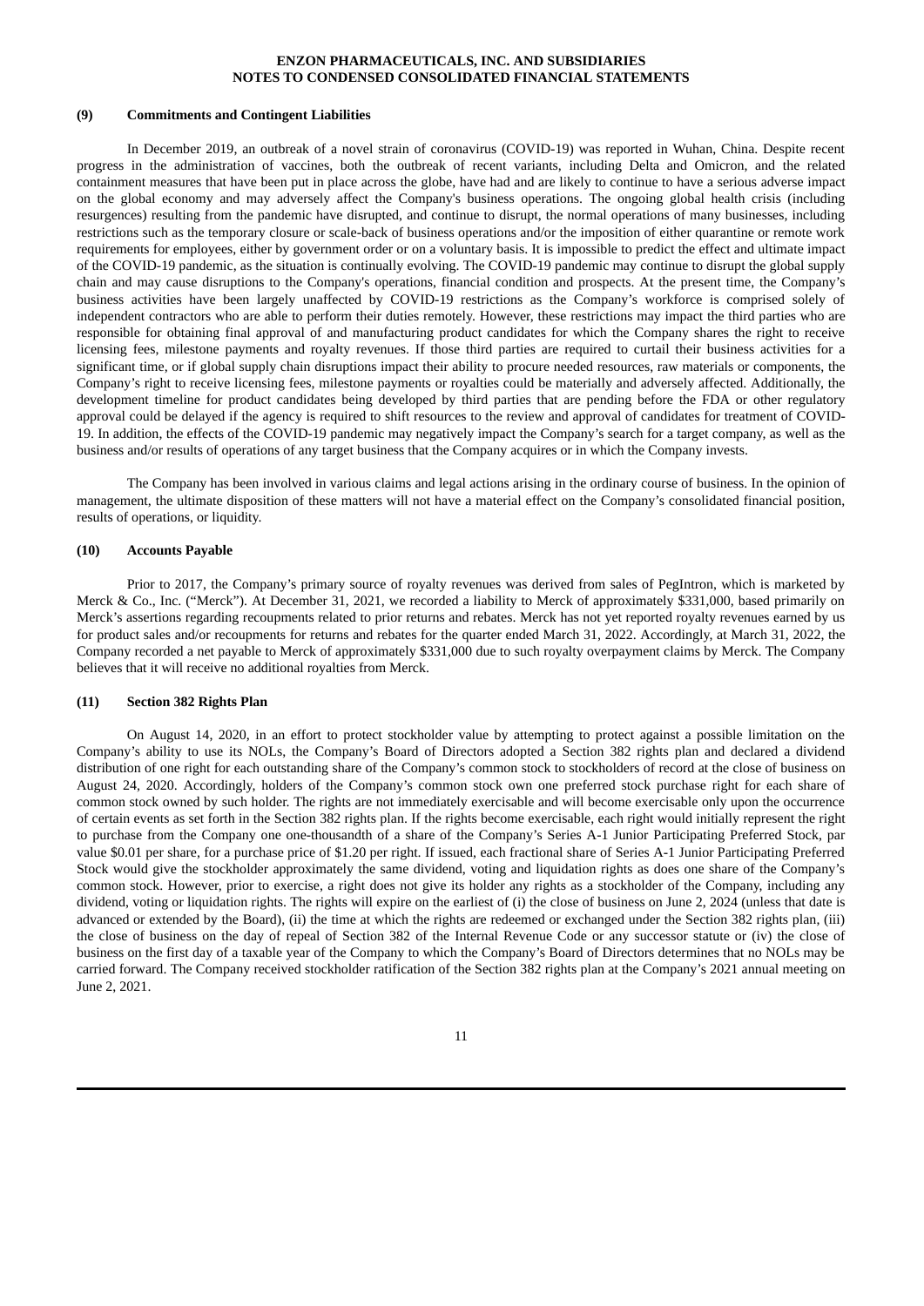**ENZON PHARMACEUTICALS, INC. AND SUBSIDIARIES**
**NOTES TO CONDENSED CONSOLIDATED FINANCIAL STATEMENTS**

**(9) Commitments and Contingent Liabilities**

In December 2019, an outbreak of a novel strain of coronavirus (COVID-19) was reported in Wuhan, China. Despite recent progress in the administration of vaccines, both the outbreak of recent variants, including Delta and Omicron, and the related containment measures that have been put in place across the globe, have had and are likely to continue to have a serious adverse impact on the global economy and may adversely affect the Company's business operations. The ongoing global health crisis (including resurgences) resulting from the pandemic have disrupted, and continue to disrupt, the normal operations of many businesses, including restrictions such as the temporary closure or scale-back of business operations and/or the imposition of either quarantine or remote work requirements for employees, either by government order or on a voluntary basis. It is impossible to predict the effect and ultimate impact of the COVID-19 pandemic, as the situation is continually evolving. The COVID-19 pandemic may continue to disrupt the global supply chain and may cause disruptions to the Company's operations, financial condition and prospects. At the present time, the Company's business activities have been largely unaffected by COVID-19 restrictions as the Company's workforce is comprised solely of independent contractors who are able to perform their duties remotely. However, these restrictions may impact the third parties who are responsible for obtaining final approval of and manufacturing product candidates for which the Company shares the right to receive licensing fees, milestone payments and royalty revenues. If those third parties are required to curtail their business activities for a significant time, or if global supply chain disruptions impact their ability to procure needed resources, raw materials or components, the Company's right to receive licensing fees, milestone payments or royalties could be materially and adversely affected. Additionally, the development timeline for product candidates being developed by third parties that are pending before the FDA or other regulatory approval could be delayed if the agency is required to shift resources to the review and approval of candidates for treatment of COVID-19. In addition, the effects of the COVID-19 pandemic may negatively impact the Company's search for a target company, as well as the business and/or results of operations of any target business that the Company acquires or in which the Company invests.

The Company has been involved in various claims and legal actions arising in the ordinary course of business. In the opinion of management, the ultimate disposition of these matters will not have a material effect on the Company's consolidated financial position, results of operations, or liquidity.

**(10) Accounts Payable**

Prior to 2017, the Company's primary source of royalty revenues was derived from sales of PegIntron, which is marketed by Merck & Co., Inc. ("Merck"). At December 31, 2021, we recorded a liability to Merck of approximately \$331,000, based primarily on Merck's assertions regarding recoupments related to prior returns and rebates. Merck has not yet reported royalty revenues earned by us for product sales and/or recoupments for returns and rebates for the quarter ended March 31, 2022. Accordingly, at March 31, 2022, the Company recorded a net payable to Merck of approximately \$331,000 due to such royalty overpayment claims by Merck. The Company believes that it will receive no additional royalties from Merck.

**(11) Section 382 Rights Plan**

On August 14, 2020, in an effort to protect stockholder value by attempting to protect against a possible limitation on the Company's ability to use its NOLs, the Company's Board of Directors adopted a Section 382 rights plan and declared a dividend distribution of one right for each outstanding share of the Company's common stock to stockholders of record at the close of business on August 24, 2020. Accordingly, holders of the Company's common stock own one preferred stock purchase right for each share of common stock owned by such holder. The rights are not immediately exercisable and will become exercisable only upon the occurrence of certain events as set forth in the Section 382 rights plan. If the rights become exercisable, each right would initially represent the right to purchase from the Company one one-thousandth of a share of the Company's Series A-1 Junior Participating Preferred Stock, par value \$0.01 per share, for a purchase price of \$1.20 per right. If issued, each fractional share of Series A-1 Junior Participating Preferred Stock would give the stockholder approximately the same dividend, voting and liquidation rights as does one share of the Company's common stock. However, prior to exercise, a right does not give its holder any rights as a stockholder of the Company, including any dividend, voting or liquidation rights. The rights will expire on the earliest of (i) the close of business on June 2, 2024 (unless that date is advanced or extended by the Board), (ii) the time at which the rights are redeemed or exchanged under the Section 382 rights plan, (iii) the close of business on the day of repeal of Section 382 of the Internal Revenue Code or any successor statute or (iv) the close of business on the first day of a taxable year of the Company to which the Company's Board of Directors determines that no NOLs may be carried forward. The Company received stockholder ratification of the Section 382 rights plan at the Company's 2021 annual meeting on June 2, 2021.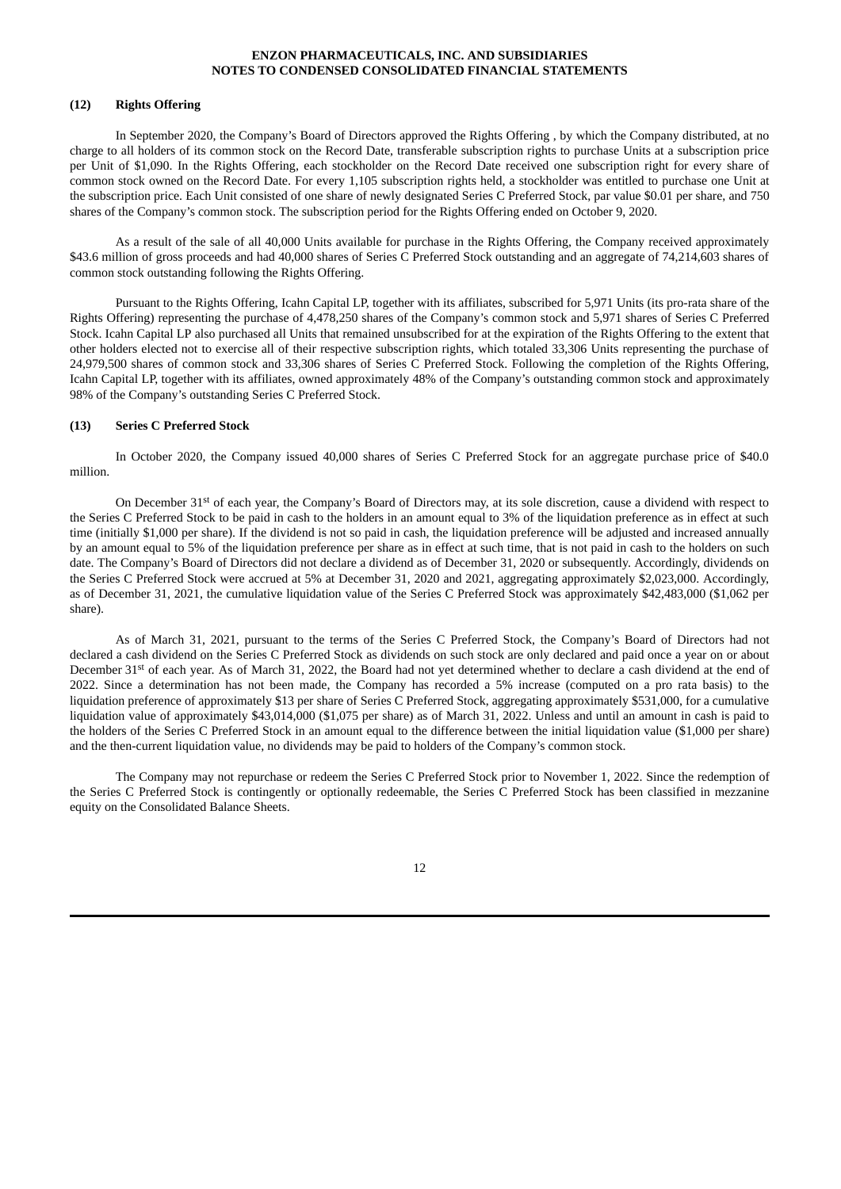**ENZON PHARMACEUTICALS, INC. AND SUBSIDIARIES**
**NOTES TO CONDENSED CONSOLIDATED FINANCIAL STATEMENTS**

### (12) Rights Offering

In September 2020, the Company's Board of Directors approved the Rights Offering , by which the Company distributed, at no charge to all holders of its common stock on the Record Date, transferable subscription rights to purchase Units at a subscription price per Unit of $1,090. In the Rights Offering, each stockholder on the Record Date received one subscription right for every share of common stock owned on the Record Date. For every 1,105 subscription rights held, a stockholder was entitled to purchase one Unit at the subscription price. Each Unit consisted of one share of newly designated Series C Preferred Stock, par value $0.01 per share, and 750 shares of the Company's common stock. The subscription period for the Rights Offering ended on October 9, 2020.

As a result of the sale of all 40,000 Units available for purchase in the Rights Offering, the Company received approximately $43.6 million of gross proceeds and had 40,000 shares of Series C Preferred Stock outstanding and an aggregate of 74,214,603 shares of common stock outstanding following the Rights Offering.

Pursuant to the Rights Offering, Icahn Capital LP, together with its affiliates, subscribed for 5,971 Units (its pro-rata share of the Rights Offering) representing the purchase of 4,478,250 shares of the Company's common stock and 5,971 shares of Series C Preferred Stock. Icahn Capital LP also purchased all Units that remained unsubscribed for at the expiration of the Rights Offering to the extent that other holders elected not to exercise all of their respective subscription rights, which totaled 33,306 Units representing the purchase of 24,979,500 shares of common stock and 33,306 shares of Series C Preferred Stock. Following the completion of the Rights Offering, Icahn Capital LP, together with its affiliates, owned approximately 48% of the Company's outstanding common stock and approximately 98% of the Company's outstanding Series C Preferred Stock.

### (13) Series C Preferred Stock

In October 2020, the Company issued 40,000 shares of Series C Preferred Stock for an aggregate purchase price of $40.0 million.

On December 31st of each year, the Company's Board of Directors may, at its sole discretion, cause a dividend with respect to the Series C Preferred Stock to be paid in cash to the holders in an amount equal to 3% of the liquidation preference as in effect at such time (initially $1,000 per share). If the dividend is not so paid in cash, the liquidation preference will be adjusted and increased annually by an amount equal to 5% of the liquidation preference per share as in effect at such time, that is not paid in cash to the holders on such date. The Company's Board of Directors did not declare a dividend as of December 31, 2020 or subsequently. Accordingly, dividends on the Series C Preferred Stock were accrued at 5% at December 31, 2020 and 2021, aggregating approximately $2,023,000. Accordingly, as of December 31, 2021, the cumulative liquidation value of the Series C Preferred Stock was approximately $42,483,000 ($1,062 per share).

As of March 31, 2021, pursuant to the terms of the Series C Preferred Stock, the Company's Board of Directors had not declared a cash dividend on the Series C Preferred Stock as dividends on such stock are only declared and paid once a year on or about December 31st of each year. As of March 31, 2022, the Board had not yet determined whether to declare a cash dividend at the end of 2022. Since a determination has not been made, the Company has recorded a 5% increase (computed on a pro rata basis) to the liquidation preference of approximately $13 per share of Series C Preferred Stock, aggregating approximately $531,000, for a cumulative liquidation value of approximately $43,014,000 ($1,075 per share) as of March 31, 2022. Unless and until an amount in cash is paid to the holders of the Series C Preferred Stock in an amount equal to the difference between the initial liquidation value ($1,000 per share) and the then-current liquidation value, no dividends may be paid to holders of the Company's common stock.

The Company may not repurchase or redeem the Series C Preferred Stock prior to November 1, 2022. Since the redemption of the Series C Preferred Stock is contingently or optionally redeemable, the Series C Preferred Stock has been classified in mezzanine equity on the Consolidated Balance Sheets.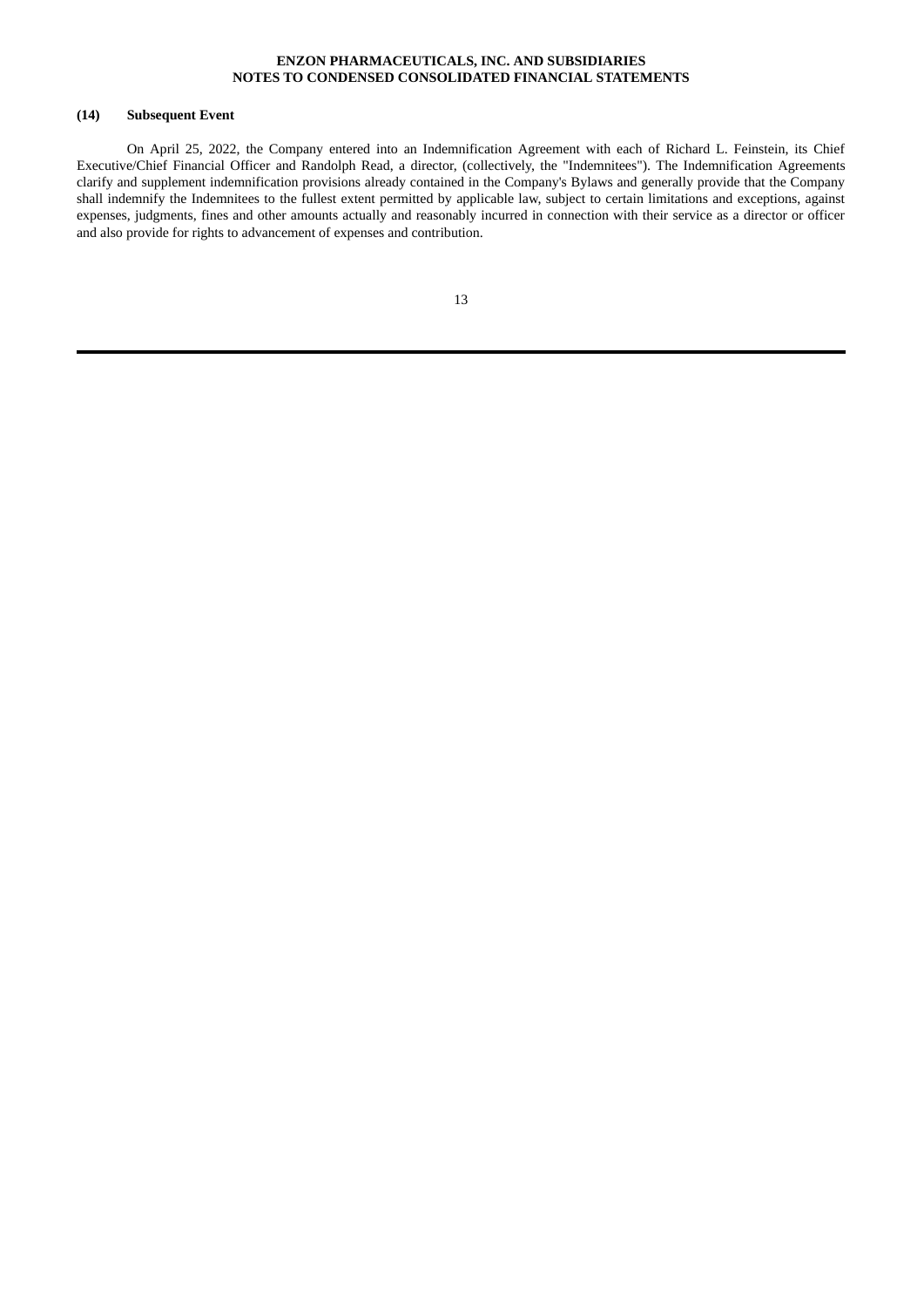#### (14) Subsequent Event

On April 25, 2022, the Company entered into an Indemnification Agreement with each of Richard L. Feinstein, its Chief Executive/Chief Financial Officer and Randolph Read, a director, (collectively, the "Indemnitees"). The Indemnification Agreements clarify and supplement indemnification provisions already contained in the Company's Bylaws and generally provide that the Company shall indemnify the Indemnitees to the fullest extent permitted by applicable law, subject to certain limitations and exceptions, against expenses, judgments, fines and other amounts actually and reasonably incurred in connection with their service as a director or officer and also provide for rights to advancement of expenses and contribution.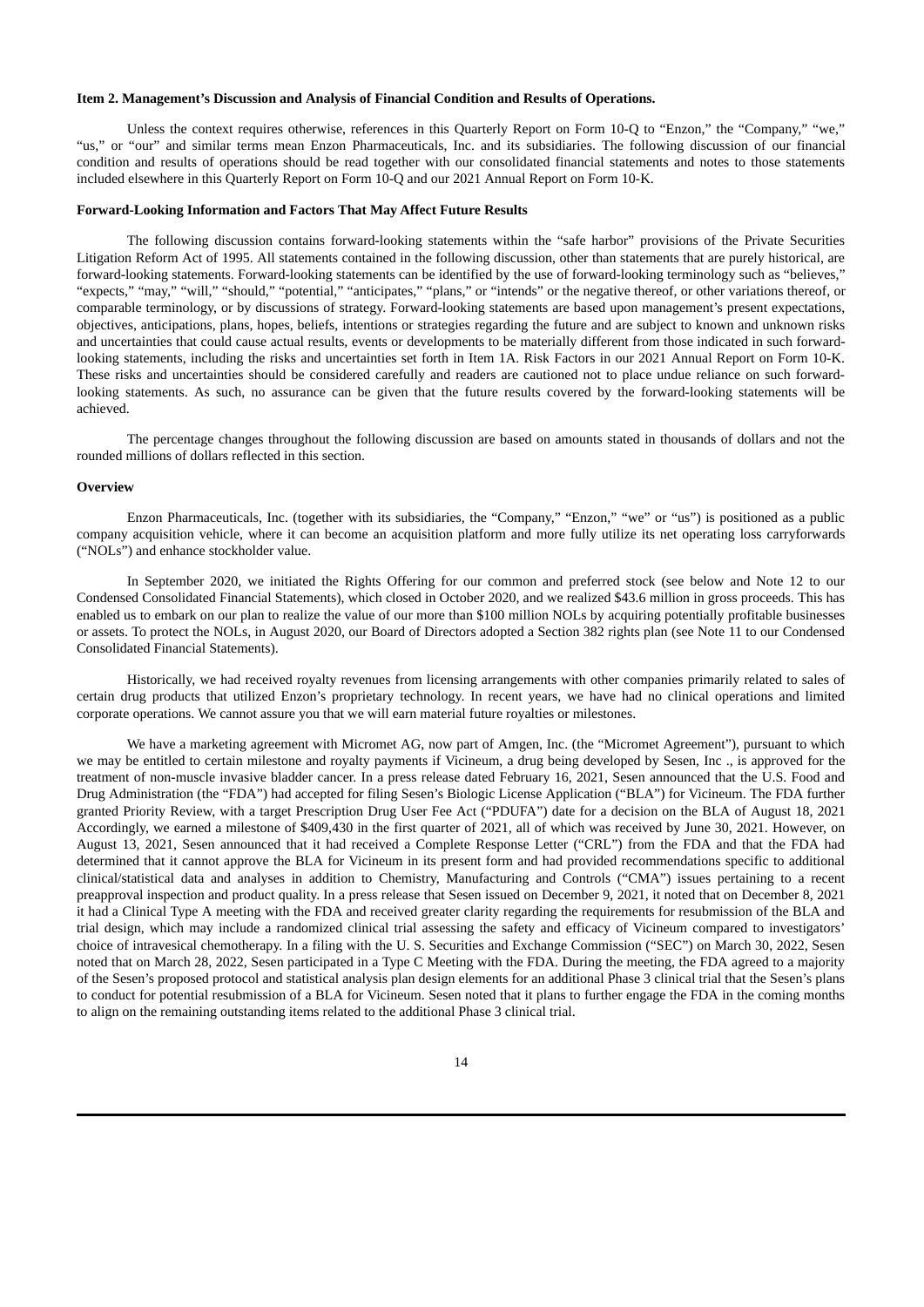**Item 2. Management's Discussion and Analysis of Financial Condition and Results of Operations.**

Unless the context requires otherwise, references in this Quarterly Report on Form 10-Q to "Enzon," the "Company," "we," "us," or "our" and similar terms mean Enzon Pharmaceuticals, Inc. and its subsidiaries. The following discussion of our financial condition and results of operations should be read together with our consolidated financial statements and notes to those statements included elsewhere in this Quarterly Report on Form 10-Q and our 2021 Annual Report on Form 10-K.

**Forward-Looking Information and Factors That May Affect Future Results**

The following discussion contains forward-looking statements within the "safe harbor" provisions of the Private Securities Litigation Reform Act of 1995. All statements contained in the following discussion, other than statements that are purely historical, are forward-looking statements. Forward-looking statements can be identified by the use of forward-looking terminology such as "believes," "expects," "may," "will," "should," "potential," "anticipates," "plans," or "intends" or the negative thereof, or other variations thereof, or comparable terminology, or by discussions of strategy. Forward-looking statements are based upon management's present expectations, objectives, anticipations, plans, hopes, beliefs, intentions or strategies regarding the future and are subject to known and unknown risks and uncertainties that could cause actual results, events or developments to be materially different from those indicated in such forward-looking statements, including the risks and uncertainties set forth in Item 1A. Risk Factors in our 2021 Annual Report on Form 10-K. These risks and uncertainties should be considered carefully and readers are cautioned not to place undue reliance on such forward-looking statements. As such, no assurance can be given that the future results covered by the forward-looking statements will be achieved.

The percentage changes throughout the following discussion are based on amounts stated in thousands of dollars and not the rounded millions of dollars reflected in this section.

**Overview**

Enzon Pharmaceuticals, Inc. (together with its subsidiaries, the "Company," "Enzon," "we" or "us") is positioned as a public company acquisition vehicle, where it can become an acquisition platform and more fully utilize its net operating loss carryforwards ("NOLs") and enhance stockholder value.

In September 2020, we initiated the Rights Offering for our common and preferred stock (see below and Note 12 to our Condensed Consolidated Financial Statements), which closed in October 2020, and we realized $43.6 million in gross proceeds. This has enabled us to embark on our plan to realize the value of our more than $100 million NOLs by acquiring potentially profitable businesses or assets. To protect the NOLs, in August 2020, our Board of Directors adopted a Section 382 rights plan (see Note 11 to our Condensed Consolidated Financial Statements).

Historically, we had received royalty revenues from licensing arrangements with other companies primarily related to sales of certain drug products that utilized Enzon's proprietary technology. In recent years, we have had no clinical operations and limited corporate operations. We cannot assure you that we will earn material future royalties or milestones.

We have a marketing agreement with Micromet AG, now part of Amgen, Inc. (the "Micromet Agreement"), pursuant to which we may be entitled to certain milestone and royalty payments if Vicineum, a drug being developed by Sesen, Inc ., is approved for the treatment of non-muscle invasive bladder cancer. In a press release dated February 16, 2021, Sesen announced that the U.S. Food and Drug Administration (the "FDA") had accepted for filing Sesen's Biologic License Application ("BLA") for Vicineum. The FDA further granted Priority Review, with a target Prescription Drug User Fee Act ("PDUFA") date for a decision on the BLA of August 18, 2021 Accordingly, we earned a milestone of $409,430 in the first quarter of 2021, all of which was received by June 30, 2021. However, on August 13, 2021, Sesen announced that it had received a Complete Response Letter ("CRL") from the FDA and that the FDA had determined that it cannot approve the BLA for Vicineum in its present form and had provided recommendations specific to additional clinical/statistical data and analyses in addition to Chemistry, Manufacturing and Controls ("CMA") issues pertaining to a recent preapproval inspection and product quality. In a press release that Sesen issued on December 9, 2021, it noted that on December 8, 2021 it had a Clinical Type A meeting with the FDA and received greater clarity regarding the requirements for resubmission of the BLA and trial design, which may include a randomized clinical trial assessing the safety and efficacy of Vicineum compared to investigators' choice of intravesical chemotherapy. In a filing with the U. S. Securities and Exchange Commission ("SEC") on March 30, 2022, Sesen noted that on March 28, 2022, Sesen participated in a Type C Meeting with the FDA. During the meeting, the FDA agreed to a majority of the Sesen's proposed protocol and statistical analysis plan design elements for an additional Phase 3 clinical trial that the Sesen's plans to conduct for potential resubmission of a BLA for Vicineum. Sesen noted that it plans to further engage the FDA in the coming months to align on the remaining outstanding items related to the additional Phase 3 clinical trial.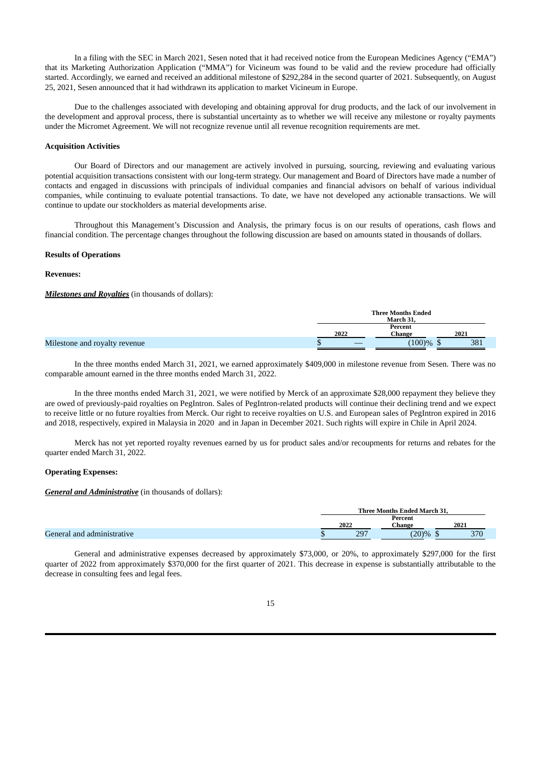In a filing with the SEC in March 2021, Sesen noted that it had received notice from the European Medicines Agency ("EMA") that its Marketing Authorization Application ("MMA") for Vicineum was found to be valid and the review procedure had officially started. Accordingly, we earned and received an additional milestone of $292,284 in the second quarter of 2021. Subsequently, on August 25, 2021, Sesen announced that it had withdrawn its application to market Vicineum in Europe.

Due to the challenges associated with developing and obtaining approval for drug products, and the lack of our involvement in the development and approval process, there is substantial uncertainty as to whether we will receive any milestone or royalty payments under the Micromet Agreement. We will not recognize revenue until all revenue recognition requirements are met.

**Acquisition Activities**

Our Board of Directors and our management are actively involved in pursuing, sourcing, reviewing and evaluating various potential acquisition transactions consistent with our long-term strategy. Our management and Board of Directors have made a number of contacts and engaged in discussions with principals of individual companies and financial advisors on behalf of various individual companies, while continuing to evaluate potential transactions. To date, we have not developed any actionable transactions. We will continue to update our stockholders as material developments arise.

Throughout this Management's Discussion and Analysis, the primary focus is on our results of operations, cash flows and financial condition. The percentage changes throughout the following discussion are based on amounts stated in thousands of dollars.

**Results of Operations**

**Revenues:**

***Milestones and Royalties*** (in thousands of dollars):

| | Three Months Ended March 31, | | |
|---|---|---|---|
| | 2022 | Percent Change | 2021 |
| Milestone and royalty revenue | $ — | (100)% | $ 381 |

In the three months ended March 31, 2021, we earned approximately $409,000 in milestone revenue from Sesen. There was no comparable amount earned in the three months ended March 31, 2022.

In the three months ended March 31, 2021, we were notified by Merck of an approximate $28,000 repayment they believe they are owed of previously-paid royalties on PegIntron. Sales of PegIntron-related products will continue their declining trend and we expect to receive little or no future royalties from Merck. Our right to receive royalties on U.S. and European sales of PegIntron expired in 2016 and 2018, respectively, expired in Malaysia in 2020 and in Japan in December 2021. Such rights will expire in Chile in April 2024.

Merck has not yet reported royalty revenues earned by us for product sales and/or recoupments for returns and rebates for the quarter ended March 31, 2022.

**Operating Expenses:**

***General and Administrative*** (in thousands of dollars):

| | Three Months Ended March 31, | | |
|---|---|---|---|
| | 2022 | Percent Change | 2021 |
| General and administrative | $ 297 | (20)% | $ 370 |

General and administrative expenses decreased by approximately $73,000, or 20%, to approximately $297,000 for the first quarter of 2022 from approximately $370,000 for the first quarter of 2021. This decrease in expense is substantially attributable to the decrease in consulting fees and legal fees.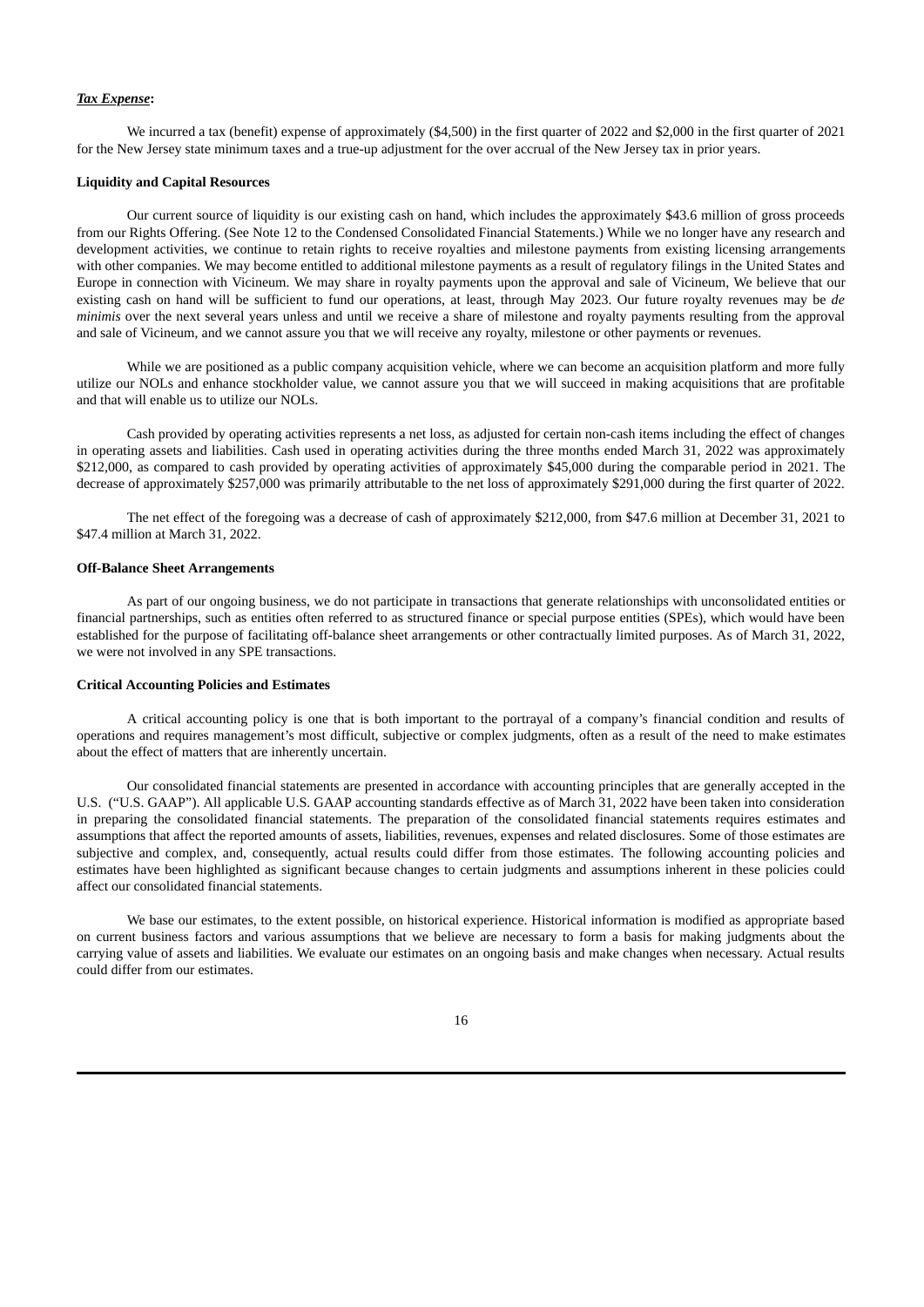***Tax Expense*:**

We incurred a tax (benefit) expense of approximately ($4,500) in the first quarter of 2022 and $2,000 in the first quarter of 2021 for the New Jersey state minimum taxes and a true-up adjustment for the over accrual of the New Jersey tax in prior years.

**Liquidity and Capital Resources**

Our current source of liquidity is our existing cash on hand, which includes the approximately $43.6 million of gross proceeds from our Rights Offering. (See Note 12 to the Condensed Consolidated Financial Statements.) While we no longer have any research and development activities, we continue to retain rights to receive royalties and milestone payments from existing licensing arrangements with other companies. We may become entitled to additional milestone payments as a result of regulatory filings in the United States and Europe in connection with Vicineum. We may share in royalty payments upon the approval and sale of Vicineum, We believe that our existing cash on hand will be sufficient to fund our operations, at least, through May 2023. Our future royalty revenues may be *de minimis* over the next several years unless and until we receive a share of milestone and royalty payments resulting from the approval and sale of Vicineum, and we cannot assure you that we will receive any royalty, milestone or other payments or revenues.

While we are positioned as a public company acquisition vehicle, where we can become an acquisition platform and more fully utilize our NOLs and enhance stockholder value, we cannot assure you that we will succeed in making acquisitions that are profitable and that will enable us to utilize our NOLs.

Cash provided by operating activities represents a net loss, as adjusted for certain non-cash items including the effect of changes in operating assets and liabilities. Cash used in operating activities during the three months ended March 31, 2022 was approximately $212,000, as compared to cash provided by operating activities of approximately $45,000 during the comparable period in 2021. The decrease of approximately $257,000 was primarily attributable to the net loss of approximately $291,000 during the first quarter of 2022.

The net effect of the foregoing was a decrease of cash of approximately $212,000, from $47.6 million at December 31, 2021 to $47.4 million at March 31, 2022.

**Off-Balance Sheet Arrangements**

As part of our ongoing business, we do not participate in transactions that generate relationships with unconsolidated entities or financial partnerships, such as entities often referred to as structured finance or special purpose entities (SPEs), which would have been established for the purpose of facilitating off-balance sheet arrangements or other contractually limited purposes. As of March 31, 2022, we were not involved in any SPE transactions.

**Critical Accounting Policies and Estimates**

A critical accounting policy is one that is both important to the portrayal of a company's financial condition and results of operations and requires management's most difficult, subjective or complex judgments, often as a result of the need to make estimates about the effect of matters that are inherently uncertain.

Our consolidated financial statements are presented in accordance with accounting principles that are generally accepted in the U.S. ("U.S. GAAP"). All applicable U.S. GAAP accounting standards effective as of March 31, 2022 have been taken into consideration in preparing the consolidated financial statements. The preparation of the consolidated financial statements requires estimates and assumptions that affect the reported amounts of assets, liabilities, revenues, expenses and related disclosures. Some of those estimates are subjective and complex, and, consequently, actual results could differ from those estimates. The following accounting policies and estimates have been highlighted as significant because changes to certain judgments and assumptions inherent in these policies could affect our consolidated financial statements.

We base our estimates, to the extent possible, on historical experience. Historical information is modified as appropriate based on current business factors and various assumptions that we believe are necessary to form a basis for making judgments about the carrying value of assets and liabilities. We evaluate our estimates on an ongoing basis and make changes when necessary. Actual results could differ from our estimates.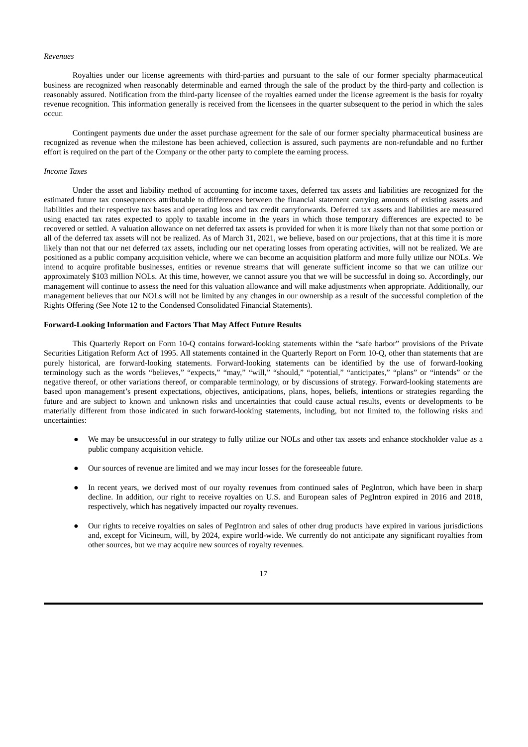*Revenues*

Royalties under our license agreements with third-parties and pursuant to the sale of our former specialty pharmaceutical business are recognized when reasonably determinable and earned through the sale of the product by the third-party and collection is reasonably assured. Notification from the third-party licensee of the royalties earned under the license agreement is the basis for royalty revenue recognition. This information generally is received from the licensees in the quarter subsequent to the period in which the sales occur.

Contingent payments due under the asset purchase agreement for the sale of our former specialty pharmaceutical business are recognized as revenue when the milestone has been achieved, collection is assured, such payments are non-refundable and no further effort is required on the part of the Company or the other party to complete the earning process.

*Income Taxes*

Under the asset and liability method of accounting for income taxes, deferred tax assets and liabilities are recognized for the estimated future tax consequences attributable to differences between the financial statement carrying amounts of existing assets and liabilities and their respective tax bases and operating loss and tax credit carryforwards. Deferred tax assets and liabilities are measured using enacted tax rates expected to apply to taxable income in the years in which those temporary differences are expected to be recovered or settled. A valuation allowance on net deferred tax assets is provided for when it is more likely than not that some portion or all of the deferred tax assets will not be realized. As of March 31, 2021, we believe, based on our projections, that at this time it is more likely than not that our net deferred tax assets, including our net operating losses from operating activities, will not be realized. We are positioned as a public company acquisition vehicle, where we can become an acquisition platform and more fully utilize our NOLs. We intend to acquire profitable businesses, entities or revenue streams that will generate sufficient income so that we can utilize our approximately \$103 million NOLs. At this time, however, we cannot assure you that we will be successful in doing so. Accordingly, our management will continue to assess the need for this valuation allowance and will make adjustments when appropriate. Additionally, our management believes that our NOLs will not be limited by any changes in our ownership as a result of the successful completion of the Rights Offering (See Note 12 to the Condensed Consolidated Financial Statements).

**Forward-Looking Information and Factors That May Affect Future Results**

This Quarterly Report on Form 10-Q contains forward-looking statements within the "safe harbor" provisions of the Private Securities Litigation Reform Act of 1995. All statements contained in the Quarterly Report on Form 10-Q, other than statements that are purely historical, are forward-looking statements. Forward-looking statements can be identified by the use of forward-looking terminology such as the words "believes," "expects," "may," "will," "should," "potential," "anticipates," "plans" or "intends" or the negative thereof, or other variations thereof, or comparable terminology, or by discussions of strategy. Forward-looking statements are based upon management's present expectations, objectives, anticipations, plans, hopes, beliefs, intentions or strategies regarding the future and are subject to known and unknown risks and uncertainties that could cause actual results, events or developments to be materially different from those indicated in such forward-looking statements, including, but not limited to, the following risks and uncertainties:

- We may be unsuccessful in our strategy to fully utilize our NOLs and other tax assets and enhance stockholder value as a public company acquisition vehicle.
- Our sources of revenue are limited and we may incur losses for the foreseeable future.
- In recent years, we derived most of our royalty revenues from continued sales of PegIntron, which have been in sharp decline. In addition, our right to receive royalties on U.S. and European sales of PegIntron expired in 2016 and 2018, respectively, which has negatively impacted our royalty revenues.
- Our rights to receive royalties on sales of PegIntron and sales of other drug products have expired in various jurisdictions and, except for Vicineum, will, by 2024, expire world-wide. We currently do not anticipate any significant royalties from other sources, but we may acquire new sources of royalty revenues.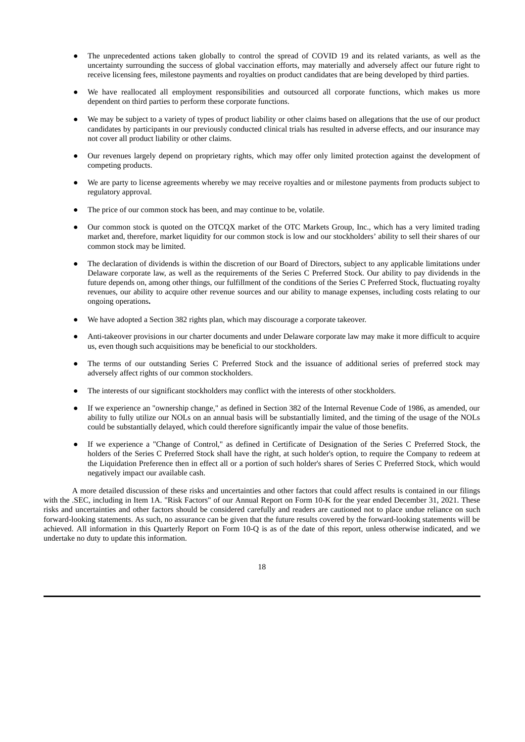- The unprecedented actions taken globally to control the spread of COVID 19 and its related variants, as well as the uncertainty surrounding the success of global vaccination efforts, may materially and adversely affect our future right to receive licensing fees, milestone payments and royalties on product candidates that are being developed by third parties.
- We have reallocated all employment responsibilities and outsourced all corporate functions, which makes us more dependent on third parties to perform these corporate functions.
- We may be subject to a variety of types of product liability or other claims based on allegations that the use of our product candidates by participants in our previously conducted clinical trials has resulted in adverse effects, and our insurance may not cover all product liability or other claims.
- Our revenues largely depend on proprietary rights, which may offer only limited protection against the development of competing products.
- We are party to license agreements whereby we may receive royalties and or milestone payments from products subject to regulatory approval.
- The price of our common stock has been, and may continue to be, volatile.
- Our common stock is quoted on the OTCQX market of the OTC Markets Group, Inc., which has a very limited trading market and, therefore, market liquidity for our common stock is low and our stockholders' ability to sell their shares of our common stock may be limited.
- The declaration of dividends is within the discretion of our Board of Directors, subject to any applicable limitations under Delaware corporate law, as well as the requirements of the Series C Preferred Stock. Our ability to pay dividends in the future depends on, among other things, our fulfillment of the conditions of the Series C Preferred Stock, fluctuating royalty revenues, our ability to acquire other revenue sources and our ability to manage expenses, including costs relating to our ongoing operations**.**
- We have adopted a Section 382 rights plan, which may discourage a corporate takeover.
- Anti-takeover provisions in our charter documents and under Delaware corporate law may make it more difficult to acquire us, even though such acquisitions may be beneficial to our stockholders.
- The terms of our outstanding Series C Preferred Stock and the issuance of additional series of preferred stock may adversely affect rights of our common stockholders.
- The interests of our significant stockholders may conflict with the interests of other stockholders.
- If we experience an "ownership change," as defined in Section 382 of the Internal Revenue Code of 1986, as amended, our ability to fully utilize our NOLs on an annual basis will be substantially limited, and the timing of the usage of the NOLs could be substantially delayed, which could therefore significantly impair the value of those benefits.
- If we experience a "Change of Control," as defined in Certificate of Designation of the Series C Preferred Stock, the holders of the Series C Preferred Stock shall have the right, at such holder's option, to require the Company to redeem at the Liquidation Preference then in effect all or a portion of such holder's shares of Series C Preferred Stock, which would negatively impact our available cash.

A more detailed discussion of these risks and uncertainties and other factors that could affect results is contained in our filings with the .SEC, including in Item 1A. "Risk Factors" of our Annual Report on Form 10-K for the year ended December 31, 2021. These risks and uncertainties and other factors should be considered carefully and readers are cautioned not to place undue reliance on such forward-looking statements. As such, no assurance can be given that the future results covered by the forward-looking statements will be achieved. All information in this Quarterly Report on Form 10-Q is as of the date of this report, unless otherwise indicated, and we undertake no duty to update this information.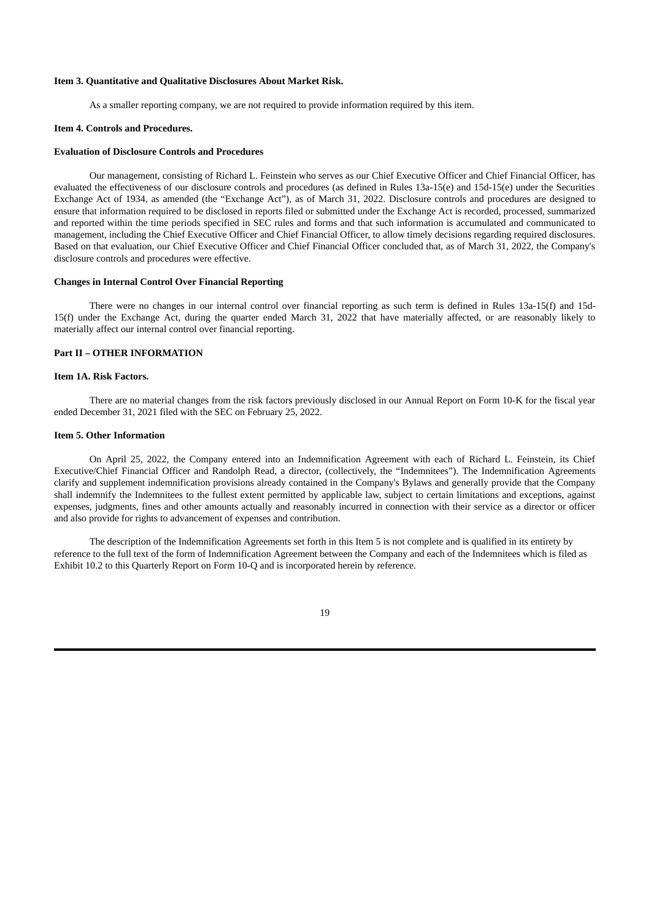### Item 3. Quantitative and Qualitative Disclosures About Market Risk.

As a smaller reporting company, we are not required to provide information required by this item.

### Item 4. Controls and Procedures.

#### Evaluation of Disclosure Controls and Procedures

Our management, consisting of Richard L. Feinstein who serves as our Chief Executive Officer and Chief Financial Officer, has evaluated the effectiveness of our disclosure controls and procedures (as defined in Rules 13a-15(e) and 15d-15(e) under the Securities Exchange Act of 1934, as amended (the "Exchange Act"), as of March 31, 2022. Disclosure controls and procedures are designed to ensure that information required to be disclosed in reports filed or submitted under the Exchange Act is recorded, processed, summarized and reported within the time periods specified in SEC rules and forms and that such information is accumulated and communicated to management, including the Chief Executive Officer and Chief Financial Officer, to allow timely decisions regarding required disclosures. Based on that evaluation, our Chief Executive Officer and Chief Financial Officer concluded that, as of March 31, 2022, the Company's disclosure controls and procedures were effective.

#### Changes in Internal Control Over Financial Reporting

There were no changes in our internal control over financial reporting as such term is defined in Rules 13a-15(f) and 15d-15(f) under the Exchange Act, during the quarter ended March 31, 2022 that have materially affected, or are reasonably likely to materially affect our internal control over financial reporting.

## Part II – OTHER INFORMATION

### Item 1A. Risk Factors.

There are no material changes from the risk factors previously disclosed in our Annual Report on Form 10-K for the fiscal year ended December 31, 2021 filed with the SEC on February 25, 2022.

### Item 5. Other Information

On April 25, 2022, the Company entered into an Indemnification Agreement with each of Richard L. Feinstein, its Chief Executive/Chief Financial Officer and Randolph Read, a director, (collectively, the "Indemnitees"). The Indemnification Agreements clarify and supplement indemnification provisions already contained in the Company's Bylaws and generally provide that the Company shall indemnify the Indemnitees to the fullest extent permitted by applicable law, subject to certain limitations and exceptions, against expenses, judgments, fines and other amounts actually and reasonably incurred in connection with their service as a director or officer and also provide for rights to advancement of expenses and contribution.

The description of the Indemnification Agreements set forth in this Item 5 is not complete and is qualified in its entirety by reference to the full text of the form of Indemnification Agreement between the Company and each of the Indemnitees which is filed as Exhibit 10.2 to this Quarterly Report on Form 10-Q and is incorporated herein by reference.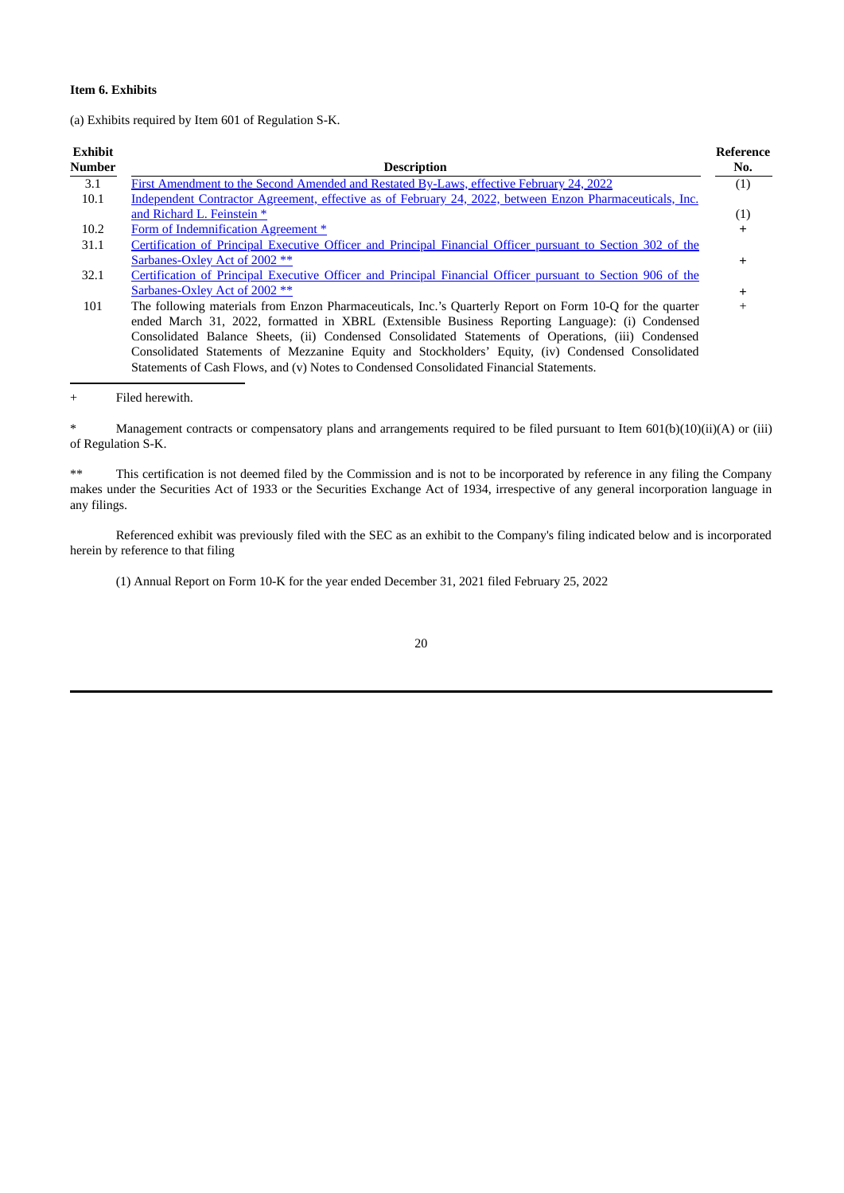**Item 6. Exhibits**

(a) Exhibits required by Item 601 of Regulation S-K.

| Exhibit Number | Description | Reference No. |
|---|---|---|
| 3.1 | First Amendment to the Second Amended and Restated By-Laws, effective February 24, 2022 | (1) |
| 10.1 | Independent Contractor Agreement, effective as of February 24, 2022, between Enzon Pharmaceuticals, Inc. and Richard L. Feinstein * | (1) |
| 10.2 | Form of Indemnification Agreement * | + |
| 31.1 | Certification of Principal Executive Officer and Principal Financial Officer pursuant to Section 302 of the Sarbanes-Oxley Act of 2002 ** | + |
| 32.1 | Certification of Principal Executive Officer and Principal Financial Officer pursuant to Section 906 of the Sarbanes-Oxley Act of 2002 ** | + |
| 101 | The following materials from Enzon Pharmaceuticals, Inc.'s Quarterly Report on Form 10-Q for the quarter ended March 31, 2022, formatted in XBRL (Extensible Business Reporting Language): (i) Condensed Consolidated Balance Sheets, (ii) Condensed Consolidated Statements of Operations, (iii) Condensed Consolidated Statements of Mezzanine Equity and Stockholders' Equity, (iv) Condensed Consolidated Statements of Cash Flows, and (v) Notes to Condensed Consolidated Financial Statements. | + |

\+ Filed herewith.

\* Management contracts or compensatory plans and arrangements required to be filed pursuant to Item 601(b)(10)(ii)(A) or (iii) of Regulation S-K.

\** This certification is not deemed filed by the Commission and is not to be incorporated by reference in any filing the Company makes under the Securities Act of 1933 or the Securities Exchange Act of 1934, irrespective of any general incorporation language in any filings.

Referenced exhibit was previously filed with the SEC as an exhibit to the Company's filing indicated below and is incorporated herein by reference to that filing

(1) Annual Report on Form 10-K for the year ended December 31, 2021 filed February 25, 2022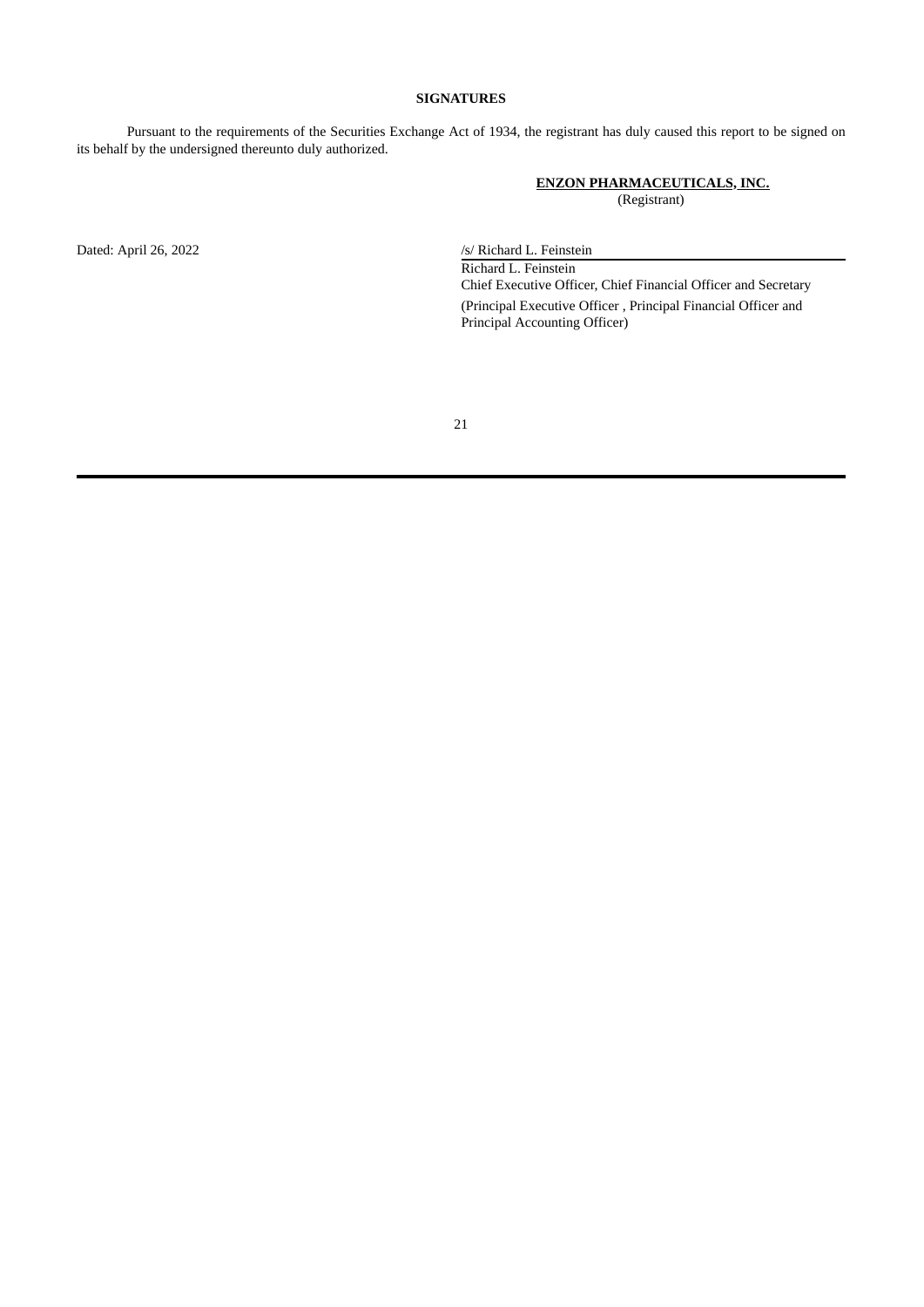## SIGNATURES

Pursuant to the requirements of the Securities Exchange Act of 1934, the registrant has duly caused this report to be signed on its behalf by the undersigned thereunto duly authorized.

**ENZON PHARMACEUTICALS, INC.**
(Registrant)

Dated: April 26, 2022

/s/ Richard L. Feinstein
Richard L. Feinstein
Chief Executive Officer, Chief Financial Officer and Secretary
(Principal Executive Officer , Principal Financial Officer and Principal Accounting Officer)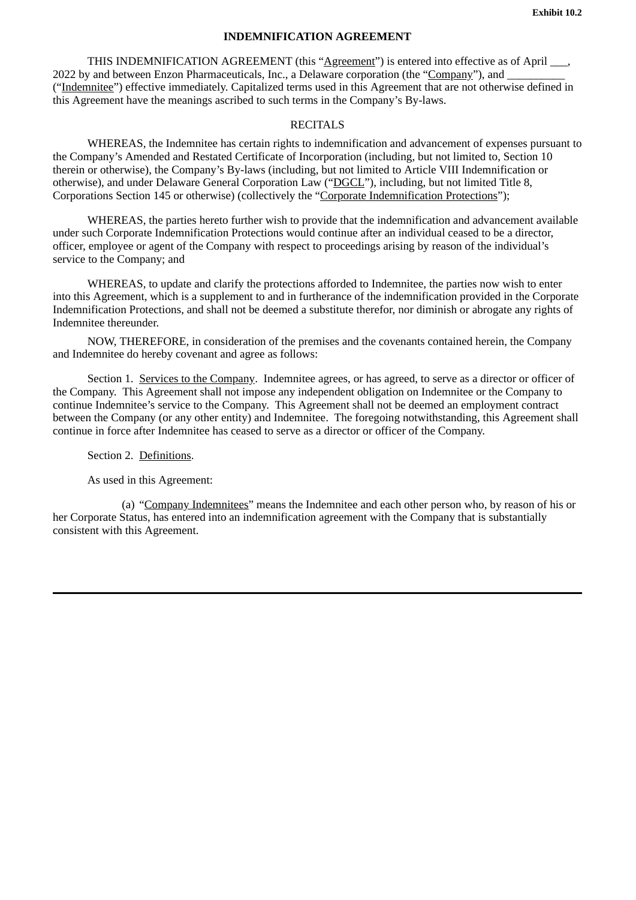**Exhibit 10.2**

# INDEMNIFICATION AGREEMENT

THIS INDEMNIFICATION AGREEMENT (this "Agreement") is entered into effective as of April ___, 2022 by and between Enzon Pharmaceuticals, Inc., a Delaware corporation (the "Company"), and __________ ("Indemnitee") effective immediately. Capitalized terms used in this Agreement that are not otherwise defined in this Agreement have the meanings ascribed to such terms in the Company's By-laws.

## RECITALS

WHEREAS, the Indemnitee has certain rights to indemnification and advancement of expenses pursuant to the Company's Amended and Restated Certificate of Incorporation (including, but not limited to, Section 10 therein or otherwise), the Company's By-laws (including, but not limited to Article VIII Indemnification or otherwise), and under Delaware General Corporation Law ("DGCL"), including, but not limited Title 8, Corporations Section 145 or otherwise) (collectively the "Corporate Indemnification Protections");

WHEREAS, the parties hereto further wish to provide that the indemnification and advancement available under such Corporate Indemnification Protections would continue after an individual ceased to be a director, officer, employee or agent of the Company with respect to proceedings arising by reason of the individual's service to the Company; and

WHEREAS, to update and clarify the protections afforded to Indemnitee, the parties now wish to enter into this Agreement, which is a supplement to and in furtherance of the indemnification provided in the Corporate Indemnification Protections, and shall not be deemed a substitute therefor, nor diminish or abrogate any rights of Indemnitee thereunder.

NOW, THEREFORE, in consideration of the premises and the covenants contained herein, the Company and Indemnitee do hereby covenant and agree as follows:

Section 1. Services to the Company. Indemnitee agrees, or has agreed, to serve as a director or officer of the Company. This Agreement shall not impose any independent obligation on Indemnitee or the Company to continue Indemnitee's service to the Company. This Agreement shall not be deemed an employment contract between the Company (or any other entity) and Indemnitee. The foregoing notwithstanding, this Agreement shall continue in force after Indemnitee has ceased to serve as a director or officer of the Company.

Section 2. Definitions.

As used in this Agreement:

(a) "Company Indemnitees" means the Indemnitee and each other person who, by reason of his or her Corporate Status, has entered into an indemnification agreement with the Company that is substantially consistent with this Agreement.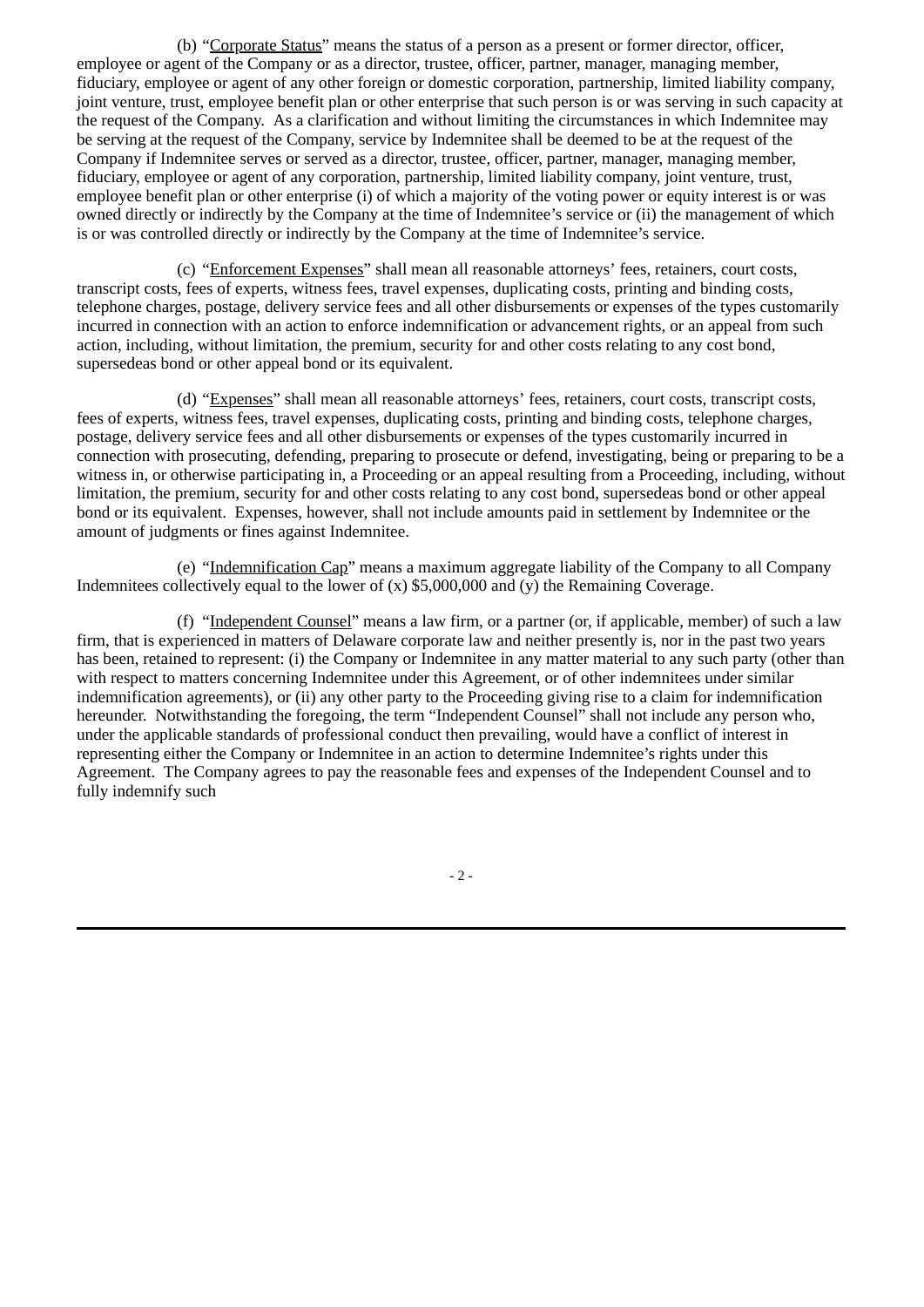(b) "Corporate Status" means the status of a person as a present or former director, officer, employee or agent of the Company or as a director, trustee, officer, partner, manager, managing member, fiduciary, employee or agent of any other foreign or domestic corporation, partnership, limited liability company, joint venture, trust, employee benefit plan or other enterprise that such person is or was serving in such capacity at the request of the Company. As a clarification and without limiting the circumstances in which Indemnitee may be serving at the request of the Company, service by Indemnitee shall be deemed to be at the request of the Company if Indemnitee serves or served as a director, trustee, officer, partner, manager, managing member, fiduciary, employee or agent of any corporation, partnership, limited liability company, joint venture, trust, employee benefit plan or other enterprise (i) of which a majority of the voting power or equity interest is or was owned directly or indirectly by the Company at the time of Indemnitee's service or (ii) the management of which is or was controlled directly or indirectly by the Company at the time of Indemnitee's service.

(c) "Enforcement Expenses" shall mean all reasonable attorneys' fees, retainers, court costs, transcript costs, fees of experts, witness fees, travel expenses, duplicating costs, printing and binding costs, telephone charges, postage, delivery service fees and all other disbursements or expenses of the types customarily incurred in connection with an action to enforce indemnification or advancement rights, or an appeal from such action, including, without limitation, the premium, security for and other costs relating to any cost bond, supersedeas bond or other appeal bond or its equivalent.

(d) "Expenses" shall mean all reasonable attorneys' fees, retainers, court costs, transcript costs, fees of experts, witness fees, travel expenses, duplicating costs, printing and binding costs, telephone charges, postage, delivery service fees and all other disbursements or expenses of the types customarily incurred in connection with prosecuting, defending, preparing to prosecute or defend, investigating, being or preparing to be a witness in, or otherwise participating in, a Proceeding or an appeal resulting from a Proceeding, including, without limitation, the premium, security for and other costs relating to any cost bond, supersedeas bond or other appeal bond or its equivalent. Expenses, however, shall not include amounts paid in settlement by Indemnitee or the amount of judgments or fines against Indemnitee.

(e) "Indemnification Cap" means a maximum aggregate liability of the Company to all Company Indemnitees collectively equal to the lower of (x) $5,000,000 and (y) the Remaining Coverage.

(f) "Independent Counsel" means a law firm, or a partner (or, if applicable, member) of such a law firm, that is experienced in matters of Delaware corporate law and neither presently is, nor in the past two years has been, retained to represent: (i) the Company or Indemnitee in any matter material to any such party (other than with respect to matters concerning Indemnitee under this Agreement, or of other indemnitees under similar indemnification agreements), or (ii) any other party to the Proceeding giving rise to a claim for indemnification hereunder. Notwithstanding the foregoing, the term "Independent Counsel" shall not include any person who, under the applicable standards of professional conduct then prevailing, would have a conflict of interest in representing either the Company or Indemnitee in an action to determine Indemnitee's rights under this Agreement. The Company agrees to pay the reasonable fees and expenses of the Independent Counsel and to fully indemnify such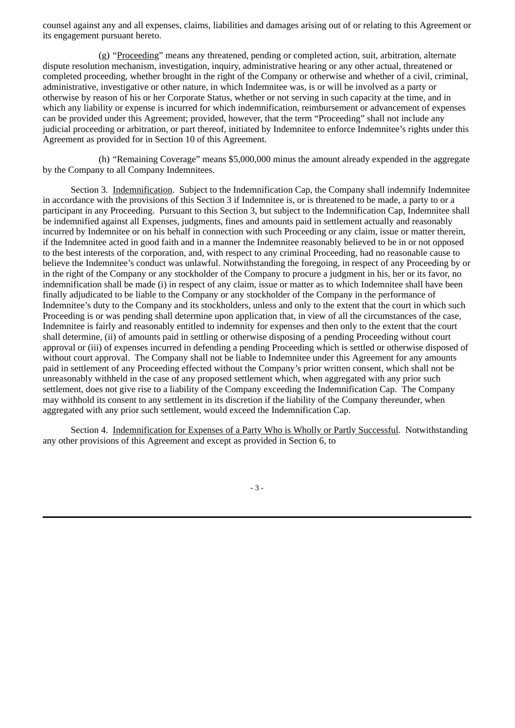counsel against any and all expenses, claims, liabilities and damages arising out of or relating to this Agreement or its engagement pursuant hereto.

(g) "Proceeding" means any threatened, pending or completed action, suit, arbitration, alternate dispute resolution mechanism, investigation, inquiry, administrative hearing or any other actual, threatened or completed proceeding, whether brought in the right of the Company or otherwise and whether of a civil, criminal, administrative, investigative or other nature, in which Indemnitee was, is or will be involved as a party or otherwise by reason of his or her Corporate Status, whether or not serving in such capacity at the time, and in which any liability or expense is incurred for which indemnification, reimbursement or advancement of expenses can be provided under this Agreement; provided, however, that the term "Proceeding" shall not include any judicial proceeding or arbitration, or part thereof, initiated by Indemnitee to enforce Indemnitee's rights under this Agreement as provided for in Section 10 of this Agreement.

(h) "Remaining Coverage" means $5,000,000 minus the amount already expended in the aggregate by the Company to all Company Indemnitees.

Section 3. Indemnification. Subject to the Indemnification Cap, the Company shall indemnify Indemnitee in accordance with the provisions of this Section 3 if Indemnitee is, or is threatened to be made, a party to or a participant in any Proceeding. Pursuant to this Section 3, but subject to the Indemnification Cap, Indemnitee shall be indemnified against all Expenses, judgments, fines and amounts paid in settlement actually and reasonably incurred by Indemnitee or on his behalf in connection with such Proceeding or any claim, issue or matter therein, if the Indemnitee acted in good faith and in a manner the Indemnitee reasonably believed to be in or not opposed to the best interests of the corporation, and, with respect to any criminal Proceeding, had no reasonable cause to believe the Indemnitee's conduct was unlawful. Notwithstanding the foregoing, in respect of any Proceeding by or in the right of the Company or any stockholder of the Company to procure a judgment in his, her or its favor, no indemnification shall be made (i) in respect of any claim, issue or matter as to which Indemnitee shall have been finally adjudicated to be liable to the Company or any stockholder of the Company in the performance of Indemnitee's duty to the Company and its stockholders, unless and only to the extent that the court in which such Proceeding is or was pending shall determine upon application that, in view of all the circumstances of the case, Indemnitee is fairly and reasonably entitled to indemnity for expenses and then only to the extent that the court shall determine, (ii) of amounts paid in settling or otherwise disposing of a pending Proceeding without court approval or (iii) of expenses incurred in defending a pending Proceeding which is settled or otherwise disposed of without court approval. The Company shall not be liable to Indemnitee under this Agreement for any amounts paid in settlement of any Proceeding effected without the Company's prior written consent, which shall not be unreasonably withheld in the case of any proposed settlement which, when aggregated with any prior such settlement, does not give rise to a liability of the Company exceeding the Indemnification Cap. The Company may withhold its consent to any settlement in its discretion if the liability of the Company thereunder, when aggregated with any prior such settlement, would exceed the Indemnification Cap.

Section 4. Indemnification for Expenses of a Party Who is Wholly or Partly Successful. Notwithstanding any other provisions of this Agreement and except as provided in Section 6, to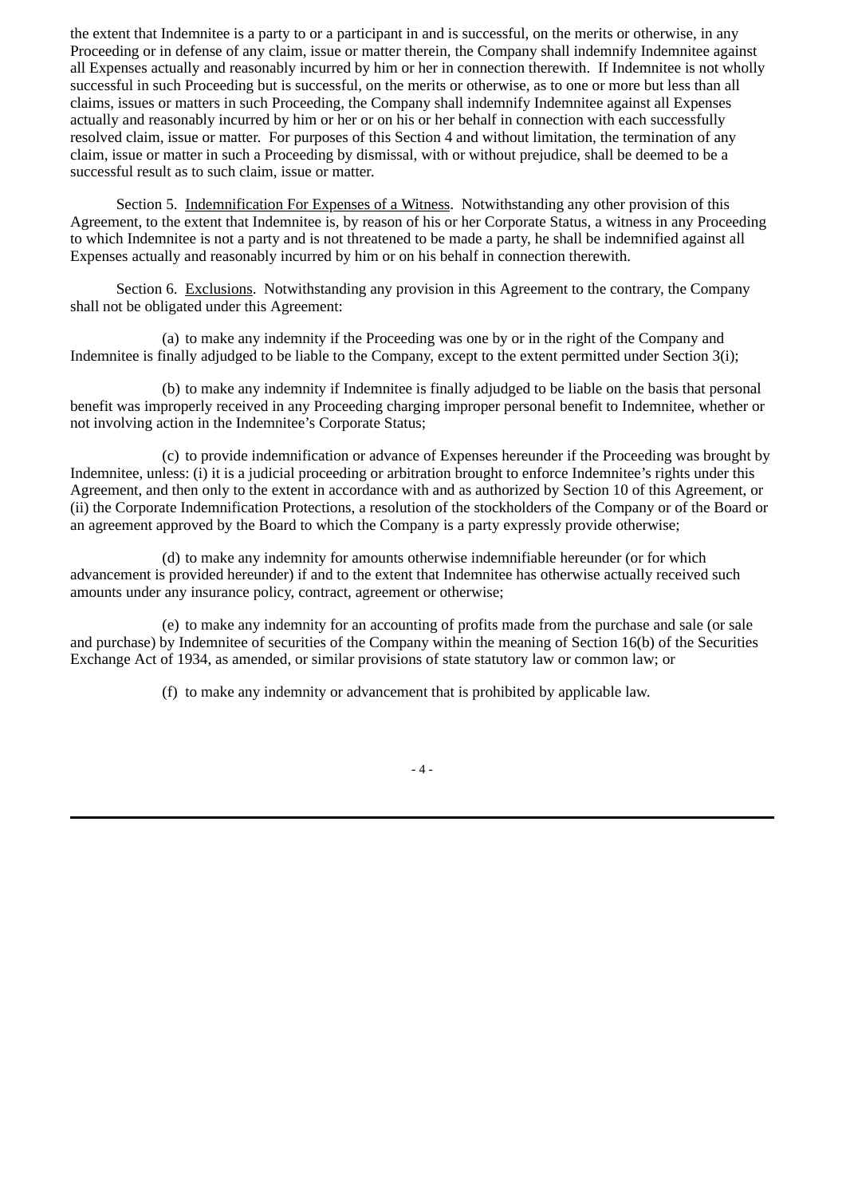the extent that Indemnitee is a party to or a participant in and is successful, on the merits or otherwise, in any Proceeding or in defense of any claim, issue or matter therein, the Company shall indemnify Indemnitee against all Expenses actually and reasonably incurred by him or her in connection therewith. If Indemnitee is not wholly successful in such Proceeding but is successful, on the merits or otherwise, as to one or more but less than all claims, issues or matters in such Proceeding, the Company shall indemnify Indemnitee against all Expenses actually and reasonably incurred by him or her or on his or her behalf in connection with each successfully resolved claim, issue or matter. For purposes of this Section 4 and without limitation, the termination of any claim, issue or matter in such a Proceeding by dismissal, with or without prejudice, shall be deemed to be a successful result as to such claim, issue or matter.

Section 5. Indemnification For Expenses of a Witness. Notwithstanding any other provision of this Agreement, to the extent that Indemnitee is, by reason of his or her Corporate Status, a witness in any Proceeding to which Indemnitee is not a party and is not threatened to be made a party, he shall be indemnified against all Expenses actually and reasonably incurred by him or on his behalf in connection therewith.

Section 6. Exclusions. Notwithstanding any provision in this Agreement to the contrary, the Company shall not be obligated under this Agreement:

(a) to make any indemnity if the Proceeding was one by or in the right of the Company and Indemnitee is finally adjudged to be liable to the Company, except to the extent permitted under Section 3(i);

(b) to make any indemnity if Indemnitee is finally adjudged to be liable on the basis that personal benefit was improperly received in any Proceeding charging improper personal benefit to Indemnitee, whether or not involving action in the Indemnitee's Corporate Status;

(c) to provide indemnification or advance of Expenses hereunder if the Proceeding was brought by Indemnitee, unless: (i) it is a judicial proceeding or arbitration brought to enforce Indemnitee's rights under this Agreement, and then only to the extent in accordance with and as authorized by Section 10 of this Agreement, or (ii) the Corporate Indemnification Protections, a resolution of the stockholders of the Company or of the Board or an agreement approved by the Board to which the Company is a party expressly provide otherwise;

(d) to make any indemnity for amounts otherwise indemnifiable hereunder (or for which advancement is provided hereunder) if and to the extent that Indemnitee has otherwise actually received such amounts under any insurance policy, contract, agreement or otherwise;

(e) to make any indemnity for an accounting of profits made from the purchase and sale (or sale and purchase) by Indemnitee of securities of the Company within the meaning of Section 16(b) of the Securities Exchange Act of 1934, as amended, or similar provisions of state statutory law or common law; or

(f) to make any indemnity or advancement that is prohibited by applicable law.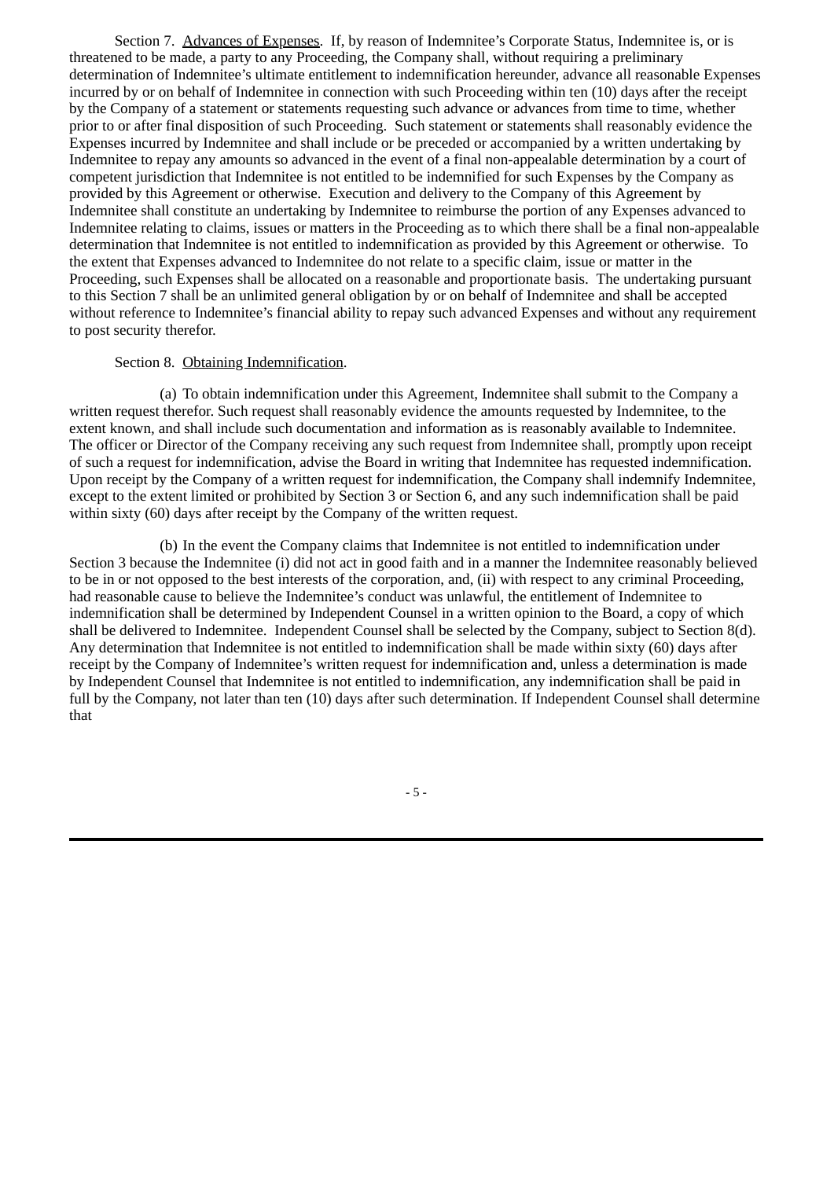Section 7. Advances of Expenses. If, by reason of Indemnitee's Corporate Status, Indemnitee is, or is threatened to be made, a party to any Proceeding, the Company shall, without requiring a preliminary determination of Indemnitee's ultimate entitlement to indemnification hereunder, advance all reasonable Expenses incurred by or on behalf of Indemnitee in connection with such Proceeding within ten (10) days after the receipt by the Company of a statement or statements requesting such advance or advances from time to time, whether prior to or after final disposition of such Proceeding. Such statement or statements shall reasonably evidence the Expenses incurred by Indemnitee and shall include or be preceded or accompanied by a written undertaking by Indemnitee to repay any amounts so advanced in the event of a final non-appealable determination by a court of competent jurisdiction that Indemnitee is not entitled to be indemnified for such Expenses by the Company as provided by this Agreement or otherwise. Execution and delivery to the Company of this Agreement by Indemnitee shall constitute an undertaking by Indemnitee to reimburse the portion of any Expenses advanced to Indemnitee relating to claims, issues or matters in the Proceeding as to which there shall be a final non-appealable determination that Indemnitee is not entitled to indemnification as provided by this Agreement or otherwise. To the extent that Expenses advanced to Indemnitee do not relate to a specific claim, issue or matter in the Proceeding, such Expenses shall be allocated on a reasonable and proportionate basis. The undertaking pursuant to this Section 7 shall be an unlimited general obligation by or on behalf of Indemnitee and shall be accepted without reference to Indemnitee's financial ability to repay such advanced Expenses and without any requirement to post security therefor.

Section 8. Obtaining Indemnification.

(a) To obtain indemnification under this Agreement, Indemnitee shall submit to the Company a written request therefor. Such request shall reasonably evidence the amounts requested by Indemnitee, to the extent known, and shall include such documentation and information as is reasonably available to Indemnitee. The officer or Director of the Company receiving any such request from Indemnitee shall, promptly upon receipt of such a request for indemnification, advise the Board in writing that Indemnitee has requested indemnification. Upon receipt by the Company of a written request for indemnification, the Company shall indemnify Indemnitee, except to the extent limited or prohibited by Section 3 or Section 6, and any such indemnification shall be paid within sixty (60) days after receipt by the Company of the written request.

(b) In the event the Company claims that Indemnitee is not entitled to indemnification under Section 3 because the Indemnitee (i) did not act in good faith and in a manner the Indemnitee reasonably believed to be in or not opposed to the best interests of the corporation, and, (ii) with respect to any criminal Proceeding, had reasonable cause to believe the Indemnitee's conduct was unlawful, the entitlement of Indemnitee to indemnification shall be determined by Independent Counsel in a written opinion to the Board, a copy of which shall be delivered to Indemnitee. Independent Counsel shall be selected by the Company, subject to Section 8(d). Any determination that Indemnitee is not entitled to indemnification shall be made within sixty (60) days after receipt by the Company of Indemnitee's written request for indemnification and, unless a determination is made by Independent Counsel that Indemnitee is not entitled to indemnification, any indemnification shall be paid in full by the Company, not later than ten (10) days after such determination. If Independent Counsel shall determine that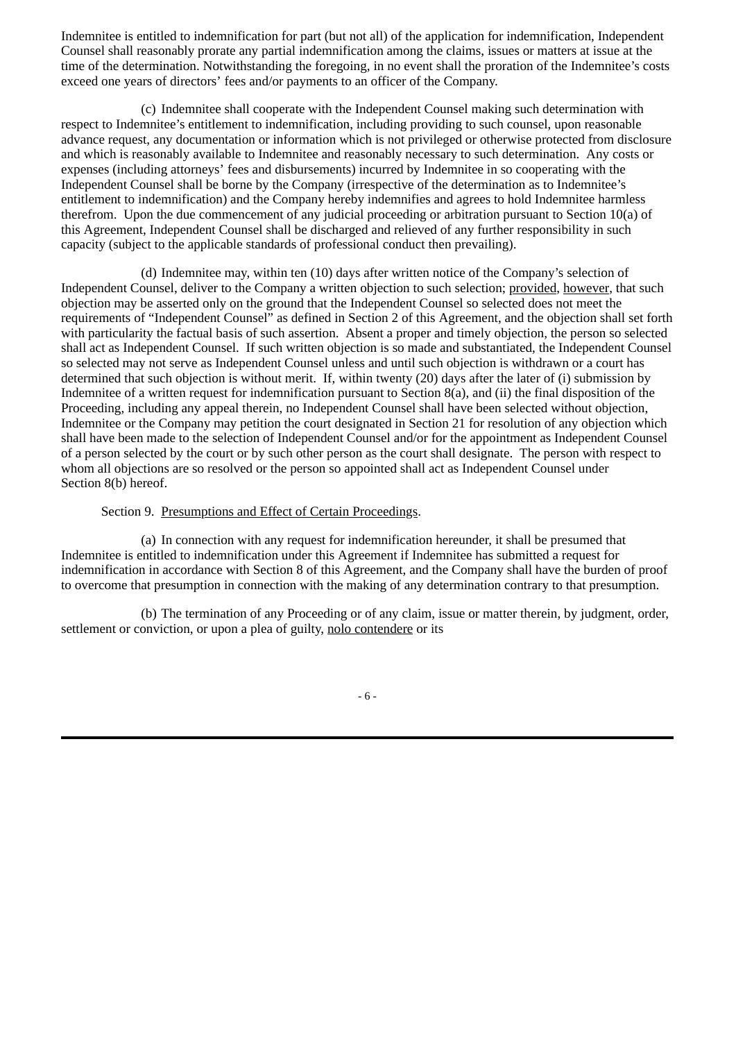Indemnitee is entitled to indemnification for part (but not all) of the application for indemnification, Independent Counsel shall reasonably prorate any partial indemnification among the claims, issues or matters at issue at the time of the determination. Notwithstanding the foregoing, in no event shall the proration of the Indemnitee's costs exceed one years of directors' fees and/or payments to an officer of the Company.

(c) Indemnitee shall cooperate with the Independent Counsel making such determination with respect to Indemnitee's entitlement to indemnification, including providing to such counsel, upon reasonable advance request, any documentation or information which is not privileged or otherwise protected from disclosure and which is reasonably available to Indemnitee and reasonably necessary to such determination. Any costs or expenses (including attorneys' fees and disbursements) incurred by Indemnitee in so cooperating with the Independent Counsel shall be borne by the Company (irrespective of the determination as to Indemnitee's entitlement to indemnification) and the Company hereby indemnifies and agrees to hold Indemnitee harmless therefrom. Upon the due commencement of any judicial proceeding or arbitration pursuant to Section 10(a) of this Agreement, Independent Counsel shall be discharged and relieved of any further responsibility in such capacity (subject to the applicable standards of professional conduct then prevailing).

(d) Indemnitee may, within ten (10) days after written notice of the Company's selection of Independent Counsel, deliver to the Company a written objection to such selection; provided, however, that such objection may be asserted only on the ground that the Independent Counsel so selected does not meet the requirements of "Independent Counsel" as defined in Section 2 of this Agreement, and the objection shall set forth with particularity the factual basis of such assertion. Absent a proper and timely objection, the person so selected shall act as Independent Counsel. If such written objection is so made and substantiated, the Independent Counsel so selected may not serve as Independent Counsel unless and until such objection is withdrawn or a court has determined that such objection is without merit. If, within twenty (20) days after the later of (i) submission by Indemnitee of a written request for indemnification pursuant to Section 8(a), and (ii) the final disposition of the Proceeding, including any appeal therein, no Independent Counsel shall have been selected without objection, Indemnitee or the Company may petition the court designated in Section 21 for resolution of any objection which shall have been made to the selection of Independent Counsel and/or for the appointment as Independent Counsel of a person selected by the court or by such other person as the court shall designate. The person with respect to whom all objections are so resolved or the person so appointed shall act as Independent Counsel under Section 8(b) hereof.

Section 9. Presumptions and Effect of Certain Proceedings.

(a) In connection with any request for indemnification hereunder, it shall be presumed that Indemnitee is entitled to indemnification under this Agreement if Indemnitee has submitted a request for indemnification in accordance with Section 8 of this Agreement, and the Company shall have the burden of proof to overcome that presumption in connection with the making of any determination contrary to that presumption.

(b) The termination of any Proceeding or of any claim, issue or matter therein, by judgment, order, settlement or conviction, or upon a plea of guilty, nolo contendere or its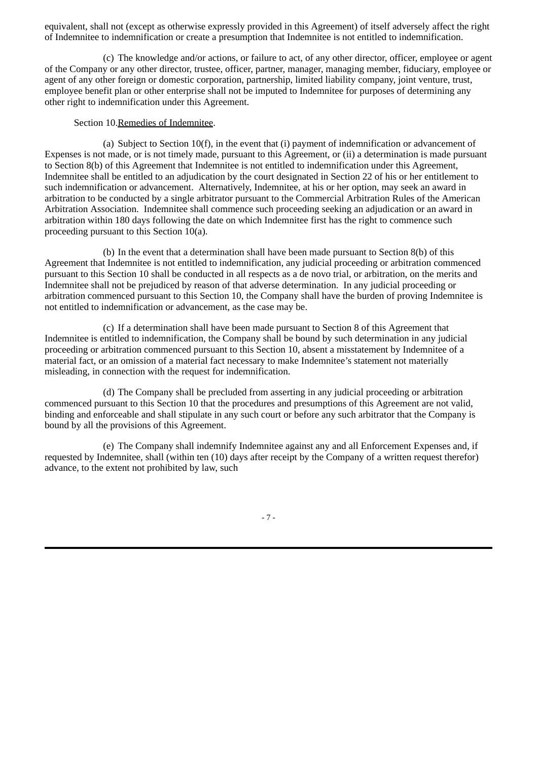equivalent, shall not (except as otherwise expressly provided in this Agreement) of itself adversely affect the right of Indemnitee to indemnification or create a presumption that Indemnitee is not entitled to indemnification.

(c) The knowledge and/or actions, or failure to act, of any other director, officer, employee or agent of the Company or any other director, trustee, officer, partner, manager, managing member, fiduciary, employee or agent of any other foreign or domestic corporation, partnership, limited liability company, joint venture, trust, employee benefit plan or other enterprise shall not be imputed to Indemnitee for purposes of determining any other right to indemnification under this Agreement.

Section 10. Remedies of Indemnitee.

(a) Subject to Section 10(f), in the event that (i) payment of indemnification or advancement of Expenses is not made, or is not timely made, pursuant to this Agreement, or (ii) a determination is made pursuant to Section 8(b) of this Agreement that Indemnitee is not entitled to indemnification under this Agreement, Indemnitee shall be entitled to an adjudication by the court designated in Section 22 of his or her entitlement to such indemnification or advancement. Alternatively, Indemnitee, at his or her option, may seek an award in arbitration to be conducted by a single arbitrator pursuant to the Commercial Arbitration Rules of the American Arbitration Association. Indemnitee shall commence such proceeding seeking an adjudication or an award in arbitration within 180 days following the date on which Indemnitee first has the right to commence such proceeding pursuant to this Section 10(a).

(b) In the event that a determination shall have been made pursuant to Section 8(b) of this Agreement that Indemnitee is not entitled to indemnification, any judicial proceeding or arbitration commenced pursuant to this Section 10 shall be conducted in all respects as a de novo trial, or arbitration, on the merits and Indemnitee shall not be prejudiced by reason of that adverse determination. In any judicial proceeding or arbitration commenced pursuant to this Section 10, the Company shall have the burden of proving Indemnitee is not entitled to indemnification or advancement, as the case may be.

(c) If a determination shall have been made pursuant to Section 8 of this Agreement that Indemnitee is entitled to indemnification, the Company shall be bound by such determination in any judicial proceeding or arbitration commenced pursuant to this Section 10, absent a misstatement by Indemnitee of a material fact, or an omission of a material fact necessary to make Indemnitee's statement not materially misleading, in connection with the request for indemnification.

(d) The Company shall be precluded from asserting in any judicial proceeding or arbitration commenced pursuant to this Section 10 that the procedures and presumptions of this Agreement are not valid, binding and enforceable and shall stipulate in any such court or before any such arbitrator that the Company is bound by all the provisions of this Agreement.

(e) The Company shall indemnify Indemnitee against any and all Enforcement Expenses and, if requested by Indemnitee, shall (within ten (10) days after receipt by the Company of a written request therefor) advance, to the extent not prohibited by law, such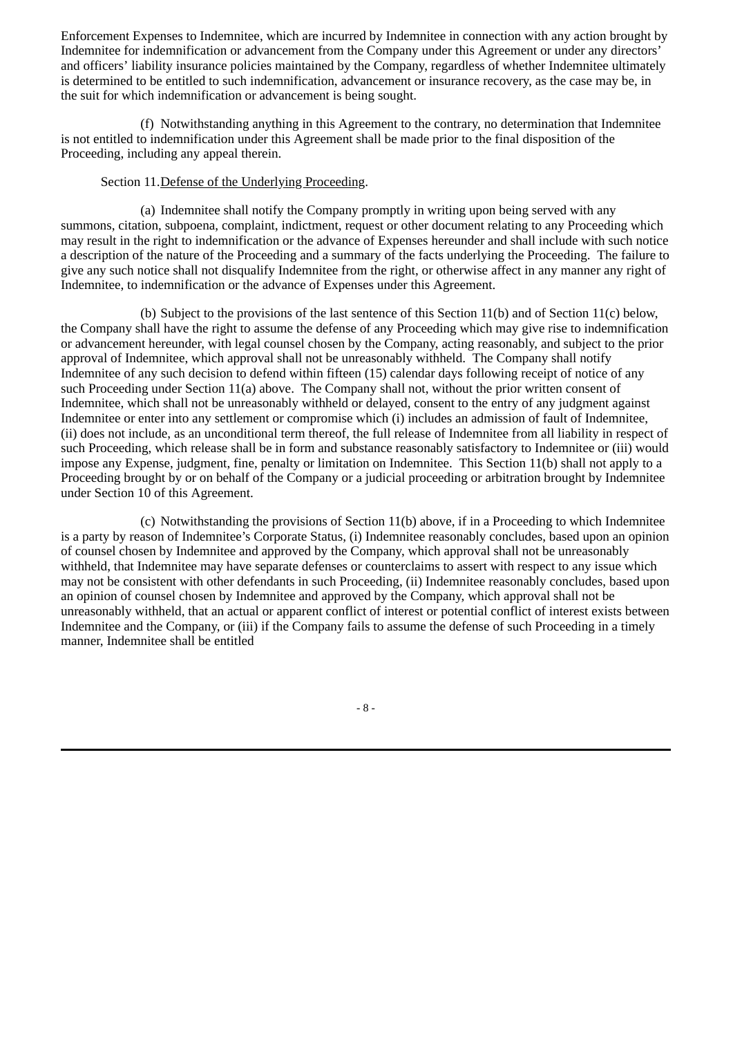Enforcement Expenses to Indemnitee, which are incurred by Indemnitee in connection with any action brought by Indemnitee for indemnification or advancement from the Company under this Agreement or under any directors' and officers' liability insurance policies maintained by the Company, regardless of whether Indemnitee ultimately is determined to be entitled to such indemnification, advancement or insurance recovery, as the case may be, in the suit for which indemnification or advancement is being sought.

(f) Notwithstanding anything in this Agreement to the contrary, no determination that Indemnitee is not entitled to indemnification under this Agreement shall be made prior to the final disposition of the Proceeding, including any appeal therein.

Section 11. Defense of the Underlying Proceeding.

(a) Indemnitee shall notify the Company promptly in writing upon being served with any summons, citation, subpoena, complaint, indictment, request or other document relating to any Proceeding which may result in the right to indemnification or the advance of Expenses hereunder and shall include with such notice a description of the nature of the Proceeding and a summary of the facts underlying the Proceeding. The failure to give any such notice shall not disqualify Indemnitee from the right, or otherwise affect in any manner any right of Indemnitee, to indemnification or the advance of Expenses under this Agreement.

(b) Subject to the provisions of the last sentence of this Section 11(b) and of Section 11(c) below, the Company shall have the right to assume the defense of any Proceeding which may give rise to indemnification or advancement hereunder, with legal counsel chosen by the Company, acting reasonably, and subject to the prior approval of Indemnitee, which approval shall not be unreasonably withheld. The Company shall notify Indemnitee of any such decision to defend within fifteen (15) calendar days following receipt of notice of any such Proceeding under Section 11(a) above. The Company shall not, without the prior written consent of Indemnitee, which shall not be unreasonably withheld or delayed, consent to the entry of any judgment against Indemnitee or enter into any settlement or compromise which (i) includes an admission of fault of Indemnitee, (ii) does not include, as an unconditional term thereof, the full release of Indemnitee from all liability in respect of such Proceeding, which release shall be in form and substance reasonably satisfactory to Indemnitee or (iii) would impose any Expense, judgment, fine, penalty or limitation on Indemnitee. This Section 11(b) shall not apply to a Proceeding brought by or on behalf of the Company or a judicial proceeding or arbitration brought by Indemnitee under Section 10 of this Agreement.

(c) Notwithstanding the provisions of Section 11(b) above, if in a Proceeding to which Indemnitee is a party by reason of Indemnitee's Corporate Status, (i) Indemnitee reasonably concludes, based upon an opinion of counsel chosen by Indemnitee and approved by the Company, which approval shall not be unreasonably withheld, that Indemnitee may have separate defenses or counterclaims to assert with respect to any issue which may not be consistent with other defendants in such Proceeding, (ii) Indemnitee reasonably concludes, based upon an opinion of counsel chosen by Indemnitee and approved by the Company, which approval shall not be unreasonably withheld, that an actual or apparent conflict of interest or potential conflict of interest exists between Indemnitee and the Company, or (iii) if the Company fails to assume the defense of such Proceeding in a timely manner, Indemnitee shall be entitled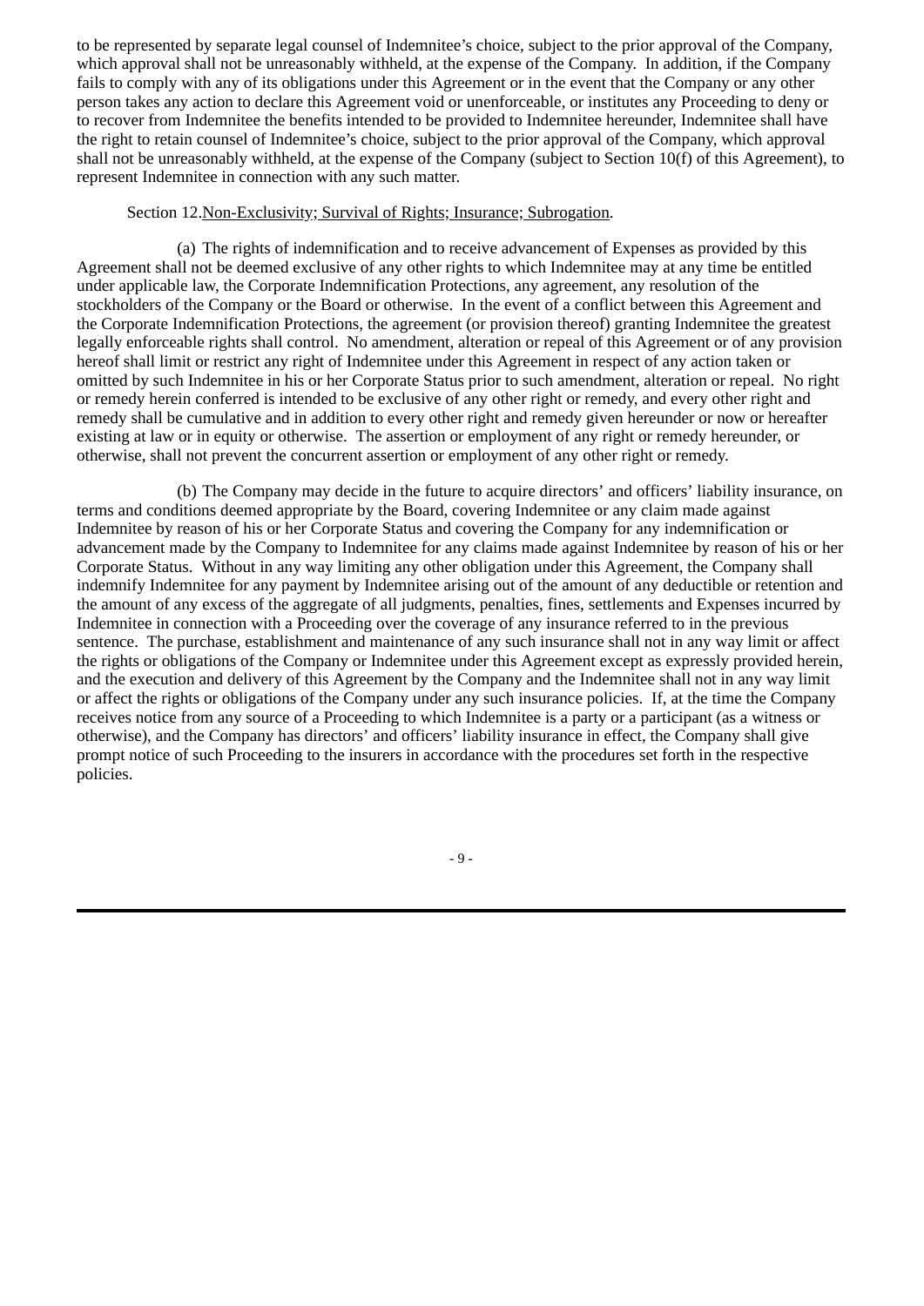to be represented by separate legal counsel of Indemnitee's choice, subject to the prior approval of the Company, which approval shall not be unreasonably withheld, at the expense of the Company. In addition, if the Company fails to comply with any of its obligations under this Agreement or in the event that the Company or any other person takes any action to declare this Agreement void or unenforceable, or institutes any Proceeding to deny or to recover from Indemnitee the benefits intended to be provided to Indemnitee hereunder, Indemnitee shall have the right to retain counsel of Indemnitee's choice, subject to the prior approval of the Company, which approval shall not be unreasonably withheld, at the expense of the Company (subject to Section 10(f) of this Agreement), to represent Indemnitee in connection with any such matter.

Section 12.Non-Exclusivity; Survival of Rights; Insurance; Subrogation.

(a) The rights of indemnification and to receive advancement of Expenses as provided by this Agreement shall not be deemed exclusive of any other rights to which Indemnitee may at any time be entitled under applicable law, the Corporate Indemnification Protections, any agreement, any resolution of the stockholders of the Company or the Board or otherwise. In the event of a conflict between this Agreement and the Corporate Indemnification Protections, the agreement (or provision thereof) granting Indemnitee the greatest legally enforceable rights shall control. No amendment, alteration or repeal of this Agreement or of any provision hereof shall limit or restrict any right of Indemnitee under this Agreement in respect of any action taken or omitted by such Indemnitee in his or her Corporate Status prior to such amendment, alteration or repeal. No right or remedy herein conferred is intended to be exclusive of any other right or remedy, and every other right and remedy shall be cumulative and in addition to every other right and remedy given hereunder or now or hereafter existing at law or in equity or otherwise. The assertion or employment of any right or remedy hereunder, or otherwise, shall not prevent the concurrent assertion or employment of any other right or remedy.

(b) The Company may decide in the future to acquire directors' and officers' liability insurance, on terms and conditions deemed appropriate by the Board, covering Indemnitee or any claim made against Indemnitee by reason of his or her Corporate Status and covering the Company for any indemnification or advancement made by the Company to Indemnitee for any claims made against Indemnitee by reason of his or her Corporate Status. Without in any way limiting any other obligation under this Agreement, the Company shall indemnify Indemnitee for any payment by Indemnitee arising out of the amount of any deductible or retention and the amount of any excess of the aggregate of all judgments, penalties, fines, settlements and Expenses incurred by Indemnitee in connection with a Proceeding over the coverage of any insurance referred to in the previous sentence. The purchase, establishment and maintenance of any such insurance shall not in any way limit or affect the rights or obligations of the Company or Indemnitee under this Agreement except as expressly provided herein, and the execution and delivery of this Agreement by the Company and the Indemnitee shall not in any way limit or affect the rights or obligations of the Company under any such insurance policies. If, at the time the Company receives notice from any source of a Proceeding to which Indemnitee is a party or a participant (as a witness or otherwise), and the Company has directors' and officers' liability insurance in effect, the Company shall give prompt notice of such Proceeding to the insurers in accordance with the procedures set forth in the respective policies.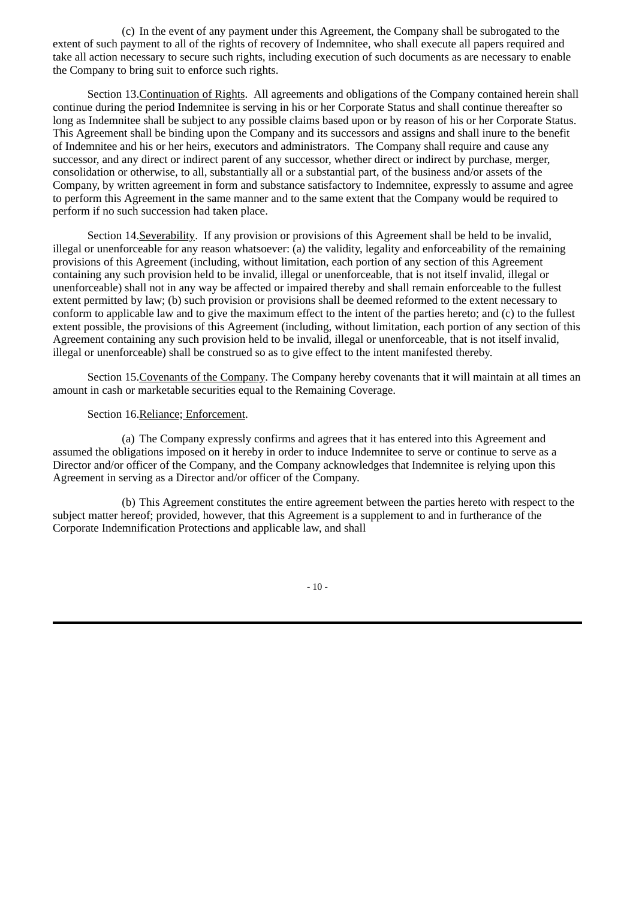(c) In the event of any payment under this Agreement, the Company shall be subrogated to the extent of such payment to all of the rights of recovery of Indemnitee, who shall execute all papers required and take all action necessary to secure such rights, including execution of such documents as are necessary to enable the Company to bring suit to enforce such rights.

Section 13.<u>Continuation of Rights</u>. All agreements and obligations of the Company contained herein shall continue during the period Indemnitee is serving in his or her Corporate Status and shall continue thereafter so long as Indemnitee shall be subject to any possible claims based upon or by reason of his or her Corporate Status. This Agreement shall be binding upon the Company and its successors and assigns and shall inure to the benefit of Indemnitee and his or her heirs, executors and administrators. The Company shall require and cause any successor, and any direct or indirect parent of any successor, whether direct or indirect by purchase, merger, consolidation or otherwise, to all, substantially all or a substantial part, of the business and/or assets of the Company, by written agreement in form and substance satisfactory to Indemnitee, expressly to assume and agree to perform this Agreement in the same manner and to the same extent that the Company would be required to perform if no such succession had taken place.

Section 14.<u>Severability</u>. If any provision or provisions of this Agreement shall be held to be invalid, illegal or unenforceable for any reason whatsoever: (a) the validity, legality and enforceability of the remaining provisions of this Agreement (including, without limitation, each portion of any section of this Agreement containing any such provision held to be invalid, illegal or unenforceable, that is not itself invalid, illegal or unenforceable) shall not in any way be affected or impaired thereby and shall remain enforceable to the fullest extent permitted by law; (b) such provision or provisions shall be deemed reformed to the extent necessary to conform to applicable law and to give the maximum effect to the intent of the parties hereto; and (c) to the fullest extent possible, the provisions of this Agreement (including, without limitation, each portion of any section of this Agreement containing any such provision held to be invalid, illegal or unenforceable, that is not itself invalid, illegal or unenforceable) shall be construed so as to give effect to the intent manifested thereby.

Section 15.<u>Covenants of the Company</u>. The Company hereby covenants that it will maintain at all times an amount in cash or marketable securities equal to the Remaining Coverage.

Section 16.<u>Reliance; Enforcement</u>.

(a) The Company expressly confirms and agrees that it has entered into this Agreement and assumed the obligations imposed on it hereby in order to induce Indemnitee to serve or continue to serve as a Director and/or officer of the Company, and the Company acknowledges that Indemnitee is relying upon this Agreement in serving as a Director and/or officer of the Company.

(b) This Agreement constitutes the entire agreement between the parties hereto with respect to the subject matter hereof; provided, however, that this Agreement is a supplement to and in furtherance of the Corporate Indemnification Protections and applicable law, and shall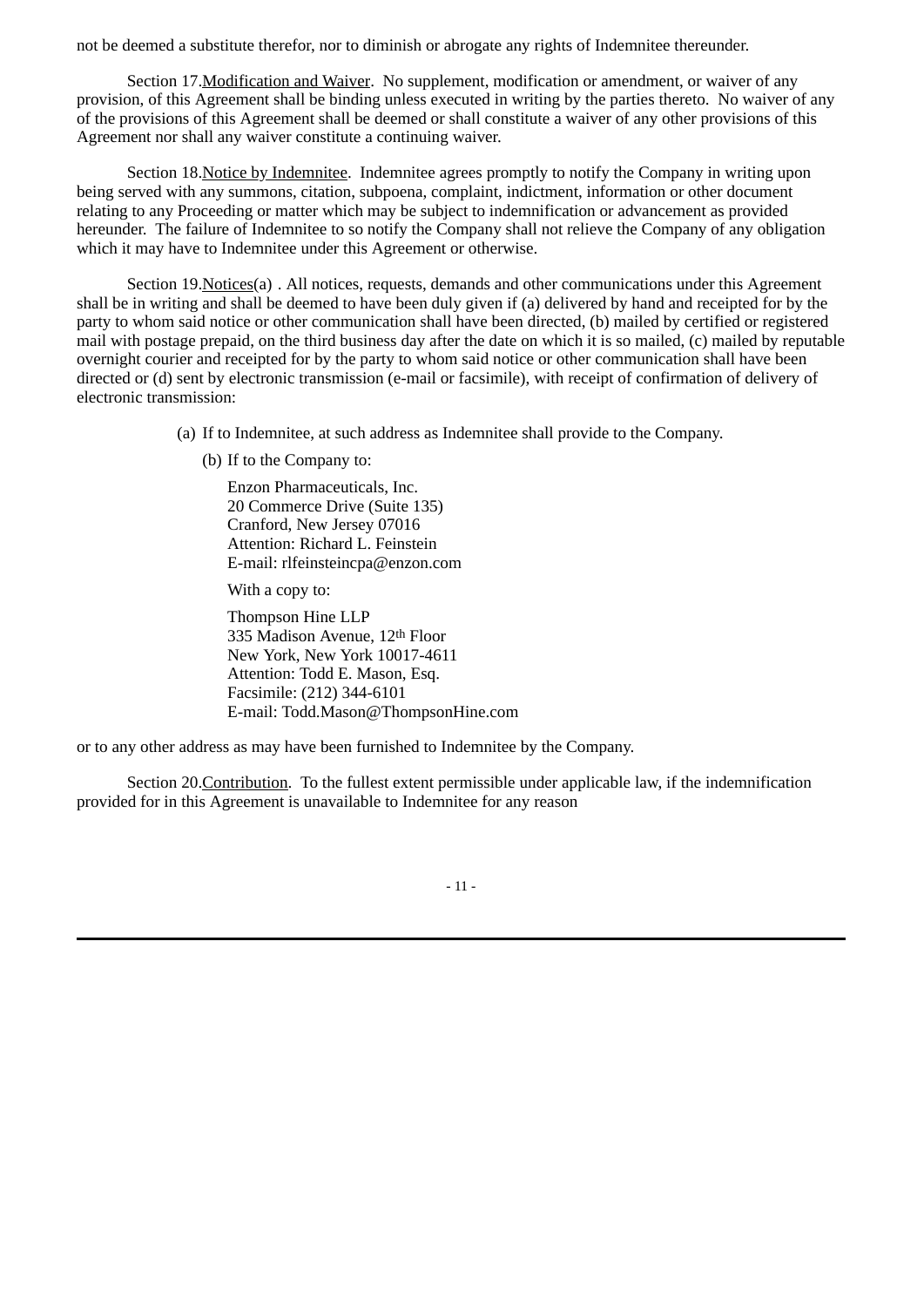not be deemed a substitute therefor, nor to diminish or abrogate any rights of Indemnitee thereunder.

Section 17.Modification and Waiver. No supplement, modification or amendment, or waiver of any provision, of this Agreement shall be binding unless executed in writing by the parties thereto. No waiver of any of the provisions of this Agreement shall be deemed or shall constitute a waiver of any other provisions of this Agreement nor shall any waiver constitute a continuing waiver.

Section 18.Notice by Indemnitee. Indemnitee agrees promptly to notify the Company in writing upon being served with any summons, citation, subpoena, complaint, indictment, information or other document relating to any Proceeding or matter which may be subject to indemnification or advancement as provided hereunder. The failure of Indemnitee to so notify the Company shall not relieve the Company of any obligation which it may have to Indemnitee under this Agreement or otherwise.

Section 19.Notices(a) . All notices, requests, demands and other communications under this Agreement shall be in writing and shall be deemed to have been duly given if (a) delivered by hand and receipted for by the party to whom said notice or other communication shall have been directed, (b) mailed by certified or registered mail with postage prepaid, on the third business day after the date on which it is so mailed, (c) mailed by reputable overnight courier and receipted for by the party to whom said notice or other communication shall have been directed or (d) sent by electronic transmission (e-mail or facsimile), with receipt of confirmation of delivery of electronic transmission:

(a) If to Indemnitee, at such address as Indemnitee shall provide to the Company.

(b) If to the Company to:

Enzon Pharmaceuticals, Inc.
20 Commerce Drive (Suite 135)
Cranford, New Jersey 07016
Attention: Richard L. Feinstein
E-mail: rlfeinsteincpa@enzon.com

With a copy to:

Thompson Hine LLP
335 Madison Avenue, 12th Floor
New York, New York 10017-4611
Attention: Todd E. Mason, Esq.
Facsimile: (212) 344-6101
E-mail: Todd.Mason@ThompsonHine.com

or to any other address as may have been furnished to Indemnitee by the Company.

Section 20.Contribution. To the fullest extent permissible under applicable law, if the indemnification provided for in this Agreement is unavailable to Indemnitee for any reason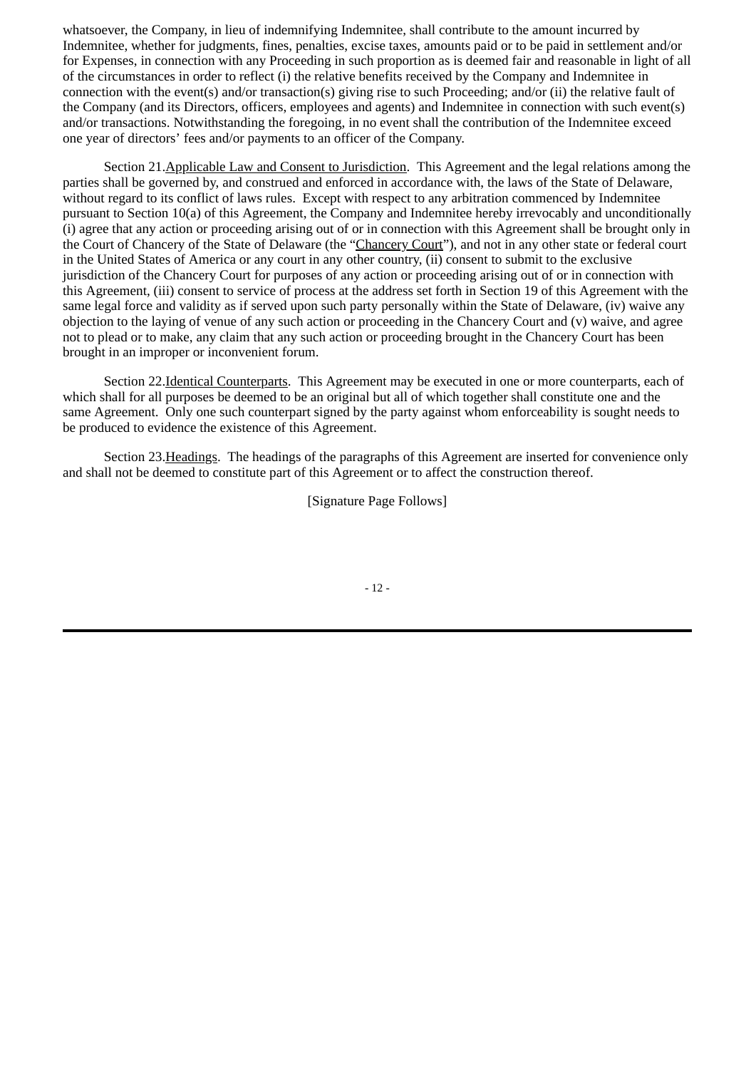whatsoever, the Company, in lieu of indemnifying Indemnitee, shall contribute to the amount incurred by Indemnitee, whether for judgments, fines, penalties, excise taxes, amounts paid or to be paid in settlement and/or for Expenses, in connection with any Proceeding in such proportion as is deemed fair and reasonable in light of all of the circumstances in order to reflect (i) the relative benefits received by the Company and Indemnitee in connection with the event(s) and/or transaction(s) giving rise to such Proceeding; and/or (ii) the relative fault of the Company (and its Directors, officers, employees and agents) and Indemnitee in connection with such event(s) and/or transactions. Notwithstanding the foregoing, in no event shall the contribution of the Indemnitee exceed one year of directors' fees and/or payments to an officer of the Company.

Section 21. Applicable Law and Consent to Jurisdiction. This Agreement and the legal relations among the parties shall be governed by, and construed and enforced in accordance with, the laws of the State of Delaware, without regard to its conflict of laws rules. Except with respect to any arbitration commenced by Indemnitee pursuant to Section 10(a) of this Agreement, the Company and Indemnitee hereby irrevocably and unconditionally (i) agree that any action or proceeding arising out of or in connection with this Agreement shall be brought only in the Court of Chancery of the State of Delaware (the "Chancery Court"), and not in any other state or federal court in the United States of America or any court in any other country, (ii) consent to submit to the exclusive jurisdiction of the Chancery Court for purposes of any action or proceeding arising out of or in connection with this Agreement, (iii) consent to service of process at the address set forth in Section 19 of this Agreement with the same legal force and validity as if served upon such party personally within the State of Delaware, (iv) waive any objection to the laying of venue of any such action or proceeding in the Chancery Court and (v) waive, and agree not to plead or to make, any claim that any such action or proceeding brought in the Chancery Court has been brought in an improper or inconvenient forum.

Section 22. Identical Counterparts. This Agreement may be executed in one or more counterparts, each of which shall for all purposes be deemed to be an original but all of which together shall constitute one and the same Agreement. Only one such counterpart signed by the party against whom enforceability is sought needs to be produced to evidence the existence of this Agreement.

Section 23. Headings. The headings of the paragraphs of this Agreement are inserted for convenience only and shall not be deemed to constitute part of this Agreement or to affect the construction thereof.

[Signature Page Follows]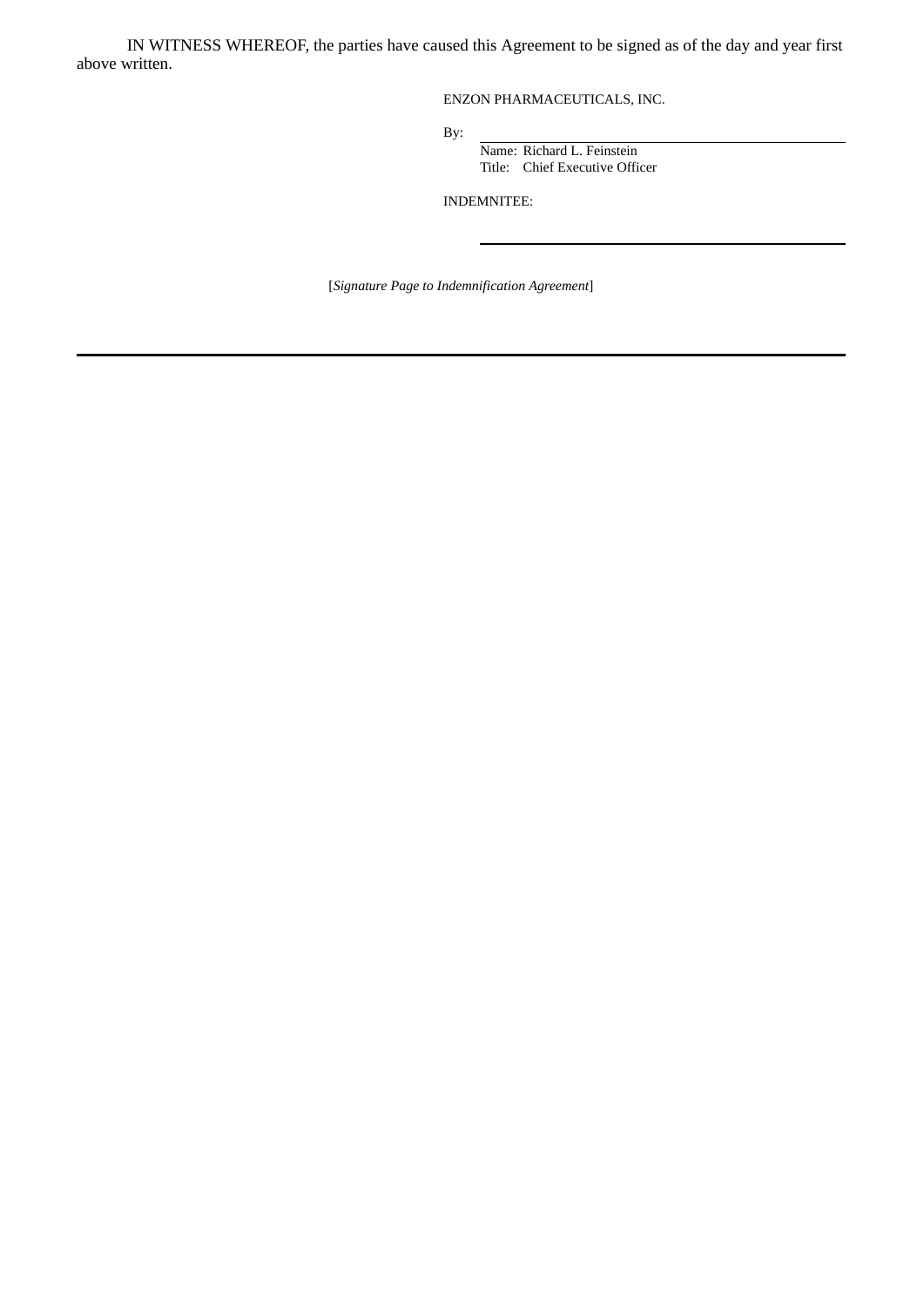IN WITNESS WHEREOF, the parties have caused this Agreement to be signed as of the day and year first above written.

ENZON PHARMACEUTICALS, INC.

By: \_\_\_\_\_\_\_\_\_\_\_\_\_\_\_\_\_\_\_\_\_\_\_\_\_\_\_\_\_\_
Name: Richard L. Feinstein
Title: Chief Executive Officer

INDEMNITEE:

\_\_\_\_\_\_\_\_\_\_\_\_\_\_\_\_\_\_\_\_\_\_\_\_\_\_\_\_\_\_

[*Signature Page to Indemnification Agreement*]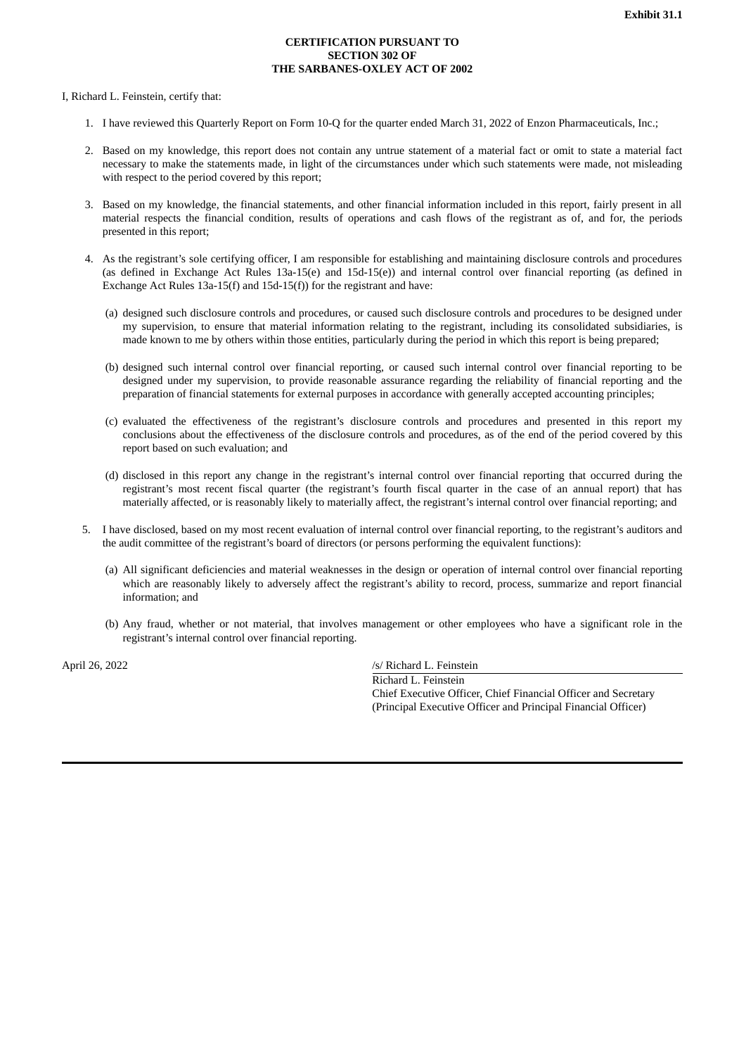**Exhibit 31.1**

**CERTIFICATION PURSUANT TO
SECTION 302 OF
THE SARBANES-OXLEY ACT OF 2002**

I, Richard L. Feinstein, certify that:

1. I have reviewed this Quarterly Report on Form 10-Q for the quarter ended March 31, 2022 of Enzon Pharmaceuticals, Inc.;

2. Based on my knowledge, this report does not contain any untrue statement of a material fact or omit to state a material fact necessary to make the statements made, in light of the circumstances under which such statements were made, not misleading with respect to the period covered by this report;

3. Based on my knowledge, the financial statements, and other financial information included in this report, fairly present in all material respects the financial condition, results of operations and cash flows of the registrant as of, and for, the periods presented in this report;

4. As the registrant's sole certifying officer, I am responsible for establishing and maintaining disclosure controls and procedures (as defined in Exchange Act Rules 13a-15(e) and 15d-15(e)) and internal control over financial reporting (as defined in Exchange Act Rules 13a-15(f) and 15d-15(f)) for the registrant and have:

   (a) designed such disclosure controls and procedures, or caused such disclosure controls and procedures to be designed under my supervision, to ensure that material information relating to the registrant, including its consolidated subsidiaries, is made known to me by others within those entities, particularly during the period in which this report is being prepared;

   (b) designed such internal control over financial reporting, or caused such internal control over financial reporting to be designed under my supervision, to provide reasonable assurance regarding the reliability of financial reporting and the preparation of financial statements for external purposes in accordance with generally accepted accounting principles;

   (c) evaluated the effectiveness of the registrant's disclosure controls and procedures and presented in this report my conclusions about the effectiveness of the disclosure controls and procedures, as of the end of the period covered by this report based on such evaluation; and

   (d) disclosed in this report any change in the registrant's internal control over financial reporting that occurred during the registrant's most recent fiscal quarter (the registrant's fourth fiscal quarter in the case of an annual report) that has materially affected, or is reasonably likely to materially affect, the registrant's internal control over financial reporting; and

5. I have disclosed, based on my most recent evaluation of internal control over financial reporting, to the registrant's auditors and the audit committee of the registrant's board of directors (or persons performing the equivalent functions):

   (a) All significant deficiencies and material weaknesses in the design or operation of internal control over financial reporting which are reasonably likely to adversely affect the registrant's ability to record, process, summarize and report financial information; and

   (b) Any fraud, whether or not material, that involves management or other employees who have a significant role in the registrant's internal control over financial reporting.

April 26, 2022

/s/ Richard L. Feinstein
Richard L. Feinstein
Chief Executive Officer, Chief Financial Officer and Secretary
(Principal Executive Officer and Principal Financial Officer)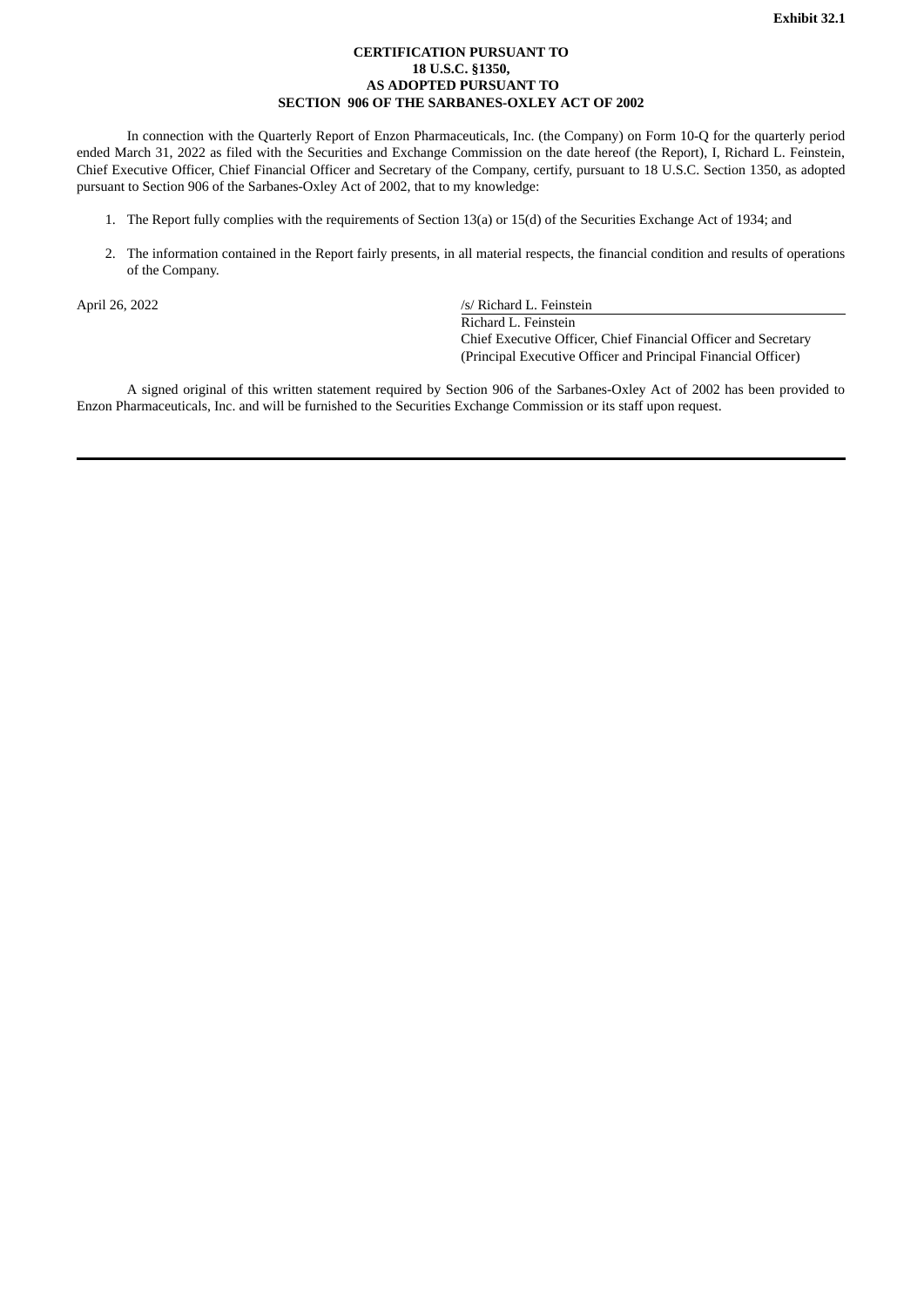**Exhibit 32.1**

**CERTIFICATION PURSUANT TO**
**18 U.S.C. §1350,**
**AS ADOPTED PURSUANT TO**
**SECTION 906 OF THE SARBANES-OXLEY ACT OF 2002**

In connection with the Quarterly Report of Enzon Pharmaceuticals, Inc. (the Company) on Form 10-Q for the quarterly period ended March 31, 2022 as filed with the Securities and Exchange Commission on the date hereof (the Report), I, Richard L. Feinstein, Chief Executive Officer, Chief Financial Officer and Secretary of the Company, certify, pursuant to 18 U.S.C. Section 1350, as adopted pursuant to Section 906 of the Sarbanes-Oxley Act of 2002, that to my knowledge:

1. The Report fully complies with the requirements of Section 13(a) or 15(d) of the Securities Exchange Act of 1934; and
2. The information contained in the Report fairly presents, in all material respects, the financial condition and results of operations of the Company.

April 26, 2022

/s/ Richard L. Feinstein
Richard L. Feinstein
Chief Executive Officer, Chief Financial Officer and Secretary
(Principal Executive Officer and Principal Financial Officer)

A signed original of this written statement required by Section 906 of the Sarbanes-Oxley Act of 2002 has been provided to Enzon Pharmaceuticals, Inc. and will be furnished to the Securities Exchange Commission or its staff upon request.